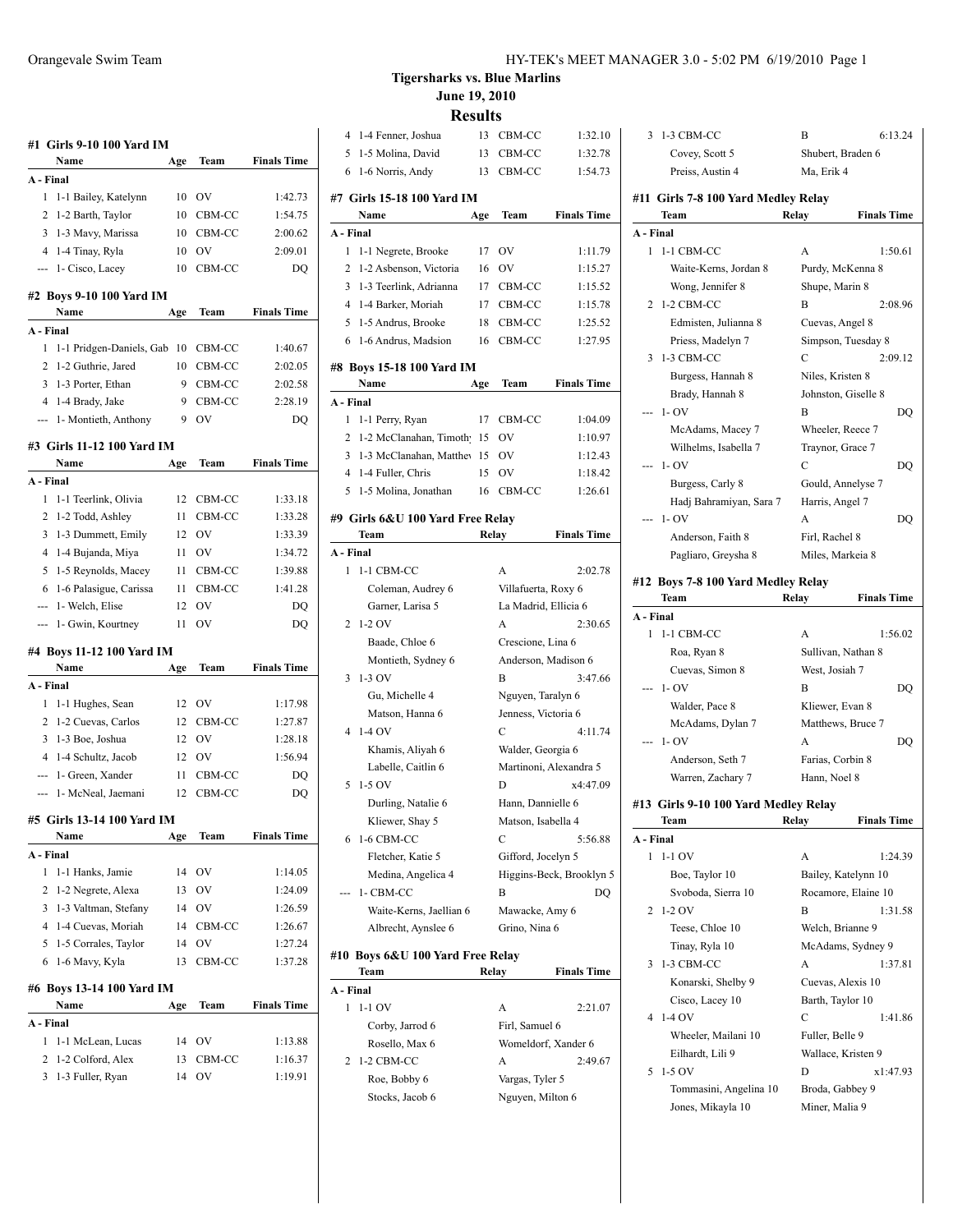**Tigersharks vs. Blue Marlins**
**June 19, 2010**

## Results

### #1 Girls 9-10 100 Yard IM

| | Name | Age | Team | Finals Time |
|---|---|---|---|---|
| **A - Final** | | | | |
| 1 | 1-1 Bailey, Katelynn | 10 | OV | 1:42.73 |
| 2 | 1-2 Barth, Taylor | 10 | CBM-CC | 1:54.75 |
| 3 | 1-3 Mavy, Marissa | 10 | CBM-CC | 2:00.62 |
| 4 | 1-4 Tinay, Ryla | 10 | OV | 2:09.01 |
| --- | 1- Cisco, Lacey | 10 | CBM-CC | DQ |

### #2 Boys 9-10 100 Yard IM

| | Name | Age | Team | Finals Time |
|---|---|---|---|---|
| **A - Final** | | | | |
| 1 | 1-1 Pridgen-Daniels, Gab | 10 | CBM-CC | 1:40.67 |
| 2 | 1-2 Guthrie, Jared | 10 | CBM-CC | 2:02.05 |
| 3 | 1-3 Porter, Ethan | 9 | CBM-CC | 2:02.58 |
| 4 | 1-4 Brady, Jake | 9 | CBM-CC | 2:28.19 |
| --- | 1- Montieth, Anthony | 9 | OV | DQ |

### #3 Girls 11-12 100 Yard IM

| | Name | Age | Team | Finals Time |
|---|---|---|---|---|
| **A - Final** | | | | |
| 1 | 1-1 Teerlink, Olivia | 12 | CBM-CC | 1:33.18 |
| 2 | 1-2 Todd, Ashley | 11 | CBM-CC | 1:33.28 |
| 3 | 1-3 Dummett, Emily | 12 | OV | 1:33.39 |
| 4 | 1-4 Bujanda, Miya | 11 | OV | 1:34.72 |
| 5 | 1-5 Reynolds, Macey | 11 | CBM-CC | 1:39.88 |
| 6 | 1-6 Palasigue, Carissa | 11 | CBM-CC | 1:41.28 |
| --- | 1- Welch, Elise | 12 | OV | DQ |
| --- | 1- Gwin, Kourtney | 11 | OV | DQ |

### #4 Boys 11-12 100 Yard IM

| | Name | Age | Team | Finals Time |
|---|---|---|---|---|
| **A - Final** | | | | |
| 1 | 1-1 Hughes, Sean | 12 | OV | 1:17.98 |
| 2 | 1-2 Cuevas, Carlos | 12 | CBM-CC | 1:27.87 |
| 3 | 1-3 Boe, Joshua | 12 | OV | 1:28.18 |
| 4 | 1-4 Schultz, Jacob | 12 | OV | 1:56.94 |
| --- | 1- Green, Xander | 11 | CBM-CC | DQ |
| --- | 1- McNeal, Jaemani | 12 | CBM-CC | DQ |

### #5 Girls 13-14 100 Yard IM

| | Name | Age | Team | Finals Time |
|---|---|---|---|---|
| **A - Final** | | | | |
| 1 | 1-1 Hanks, Jamie | 14 | OV | 1:14.05 |
| 2 | 1-2 Negrete, Alexa | 13 | OV | 1:24.09 |
| 3 | 1-3 Valtman, Stefany | 14 | OV | 1:26.59 |
| 4 | 1-4 Cuevas, Moriah | 14 | CBM-CC | 1:26.67 |
| 5 | 1-5 Corrales, Taylor | 14 | OV | 1:27.24 |
| 6 | 1-6 Mavy, Kyla | 13 | CBM-CC | 1:37.28 |

### #6 Boys 13-14 100 Yard IM

| | Name | Age | Team | Finals Time |
|---|---|---|---|---|
| **A - Final** | | | | |
| 1 | 1-1 McLean, Lucas | 14 | OV | 1:13.88 |
| 2 | 1-2 Colford, Alex | 13 | CBM-CC | 1:16.37 |
| 3 | 1-3 Fuller, Ryan | 14 | OV | 1:19.91 |
| 4 | 1-4 Fenner, Joshua | 13 | CBM-CC | 1:32.10 |
| 5 | 1-5 Molina, David | 13 | CBM-CC | 1:32.78 |
| 6 | 1-6 Norris, Andy | 13 | CBM-CC | 1:54.73 |

### #7 Girls 15-18 100 Yard IM

| | Name | Age | Team | Finals Time |
|---|---|---|---|---|
| **A - Final** | | | | |
| 1 | 1-1 Negrete, Brooke | 17 | OV | 1:11.79 |
| 2 | 1-2 Asbenson, Victoria | 16 | OV | 1:15.27 |
| 3 | 1-3 Teerlink, Adrianna | 17 | CBM-CC | 1:15.52 |
| 4 | 1-4 Barker, Moriah | 17 | CBM-CC | 1:15.78 |
| 5 | 1-5 Andrus, Brooke | 18 | CBM-CC | 1:25.52 |
| 6 | 1-6 Andrus, Madsion | 16 | CBM-CC | 1:27.95 |

### #8 Boys 15-18 100 Yard IM

| | Name | Age | Team | Finals Time |
|---|---|---|---|---|
| **A - Final** | | | | |
| 1 | 1-1 Perry, Ryan | 17 | CBM-CC | 1:04.09 |
| 2 | 1-2 McClanahan, Timothy | 15 | OV | 1:10.97 |
| 3 | 1-3 McClanahan, Matthew | 15 | OV | 1:12.43 |
| 4 | 1-4 Fuller, Chris | 15 | OV | 1:18.42 |
| 5 | 1-5 Molina, Jonathan | 16 | CBM-CC | 1:26.61 |

### #9 Girls 6&U 100 Yard Free Relay

| | Team | Relay | Finals Time |
|---|---|---|---|
| **A - Final** | | | |
| 1 | 1-1 CBM-CC | A | 2:02.78 |
| | Coleman, Audrey 6 | Villafuerta, Roxy 6 | |
| | Garner, Larisa 5 | La Madrid, Ellicia 6 | |
| 2 | 1-2 OV | A | 2:30.65 |
| | Baade, Chloe 6 | Crescione, Lina 6 | |
| | Montieth, Sydney 6 | Anderson, Madison 6 | |
| 3 | 1-3 OV | B | 3:47.66 |
| | Gu, Michelle 4 | Nguyen, Taralyn 6 | |
| | Matson, Hanna 6 | Jenness, Victoria 6 | |
| 4 | 1-4 OV | C | 4:11.74 |
| | Khamis, Aliyah 6 | Walder, Georgia 6 | |
| | Labelle, Caitlin 6 | Martinoni, Alexandra 5 | |
| 5 | 1-5 OV | D | x4:47.09 |
| | Durling, Natalie 6 | Hann, Dannielle 6 | |
| | Kliewer, Shay 5 | Matson, Isabella 4 | |
| 6 | 1-6 CBM-CC | C | 5:56.88 |
| | Fletcher, Katie 5 | Gifford, Jocelyn 5 | |
| | Medina, Angelica 4 | Higgins-Beck, Brooklyn 5 | |
| --- | 1- CBM-CC | B | DQ |
| | Waite-Kerns, Jaellian 6 | Mawacke, Amy 6 | |
| | Albrecht, Aynslee 6 | Grino, Nina 6 | |

### #10 Boys 6&U 100 Yard Free Relay

| | Team | Relay | Finals Time |
|---|---|---|---|
| **A - Final** | | | |
| 1 | 1-1 OV | A | 2:21.07 |
| | Corby, Jarrod 6 | Firl, Samuel 6 | |
| | Rosello, Max 6 | Womeldorf, Xander 6 | |
| 2 | 1-2 CBM-CC | A | 2:49.67 |
| | Roe, Bobby 6 | Vargas, Tyler 5 | |
| | Stocks, Jacob 6 | Nguyen, Milton 6 | |
| 3 | 1-3 CBM-CC | B | 6:13.24 |
| | Covey, Scott 5 | Shubert, Braden 6 | |
| | Preiss, Austin 4 | Ma, Erik 4 | |

### #11 Girls 7-8 100 Yard Medley Relay

| | Team | Relay | Finals Time |
|---|---|---|---|
| **A - Final** | | | |
| 1 | 1-1 CBM-CC | A | 1:50.61 |
| | Waite-Kerns, Jordan 8 | Purdy, McKenna 8 | |
| | Wong, Jennifer 8 | Shupe, Marin 8 | |
| 2 | 1-2 CBM-CC | B | 2:08.96 |
| | Edmisten, Julianna 8 | Cuevas, Angel 8 | |
| | Priess, Madelyn 7 | Simpson, Tuesday 8 | |
| 3 | 1-3 CBM-CC | C | 2:09.12 |
| | Burgess, Hannah 8 | Niles, Kristen 8 | |
| | Brady, Hannah 8 | Johnston, Giselle 8 | |
| --- | 1- OV | B | DQ |
| | McAdams, Macey 7 | Wheeler, Reece 7 | |
| | Wilhelms, Isabella 7 | Traynor, Grace 7 | |
| --- | 1- OV | C | DQ |
| | Burgess, Carly 8 | Gould, Annelyse 7 | |
| | Hadj Bahramiyan, Sara 7 | Harris, Angel 7 | |
| --- | 1- OV | A | DQ |
| | Anderson, Faith 8 | Firl, Rachel 8 | |
| | Pagliaro, Greysha 8 | Miles, Markeia 8 | |

### #12 Boys 7-8 100 Yard Medley Relay

| | Team | Relay | Finals Time |
|---|---|---|---|
| **A - Final** | | | |
| 1 | 1-1 CBM-CC | A | 1:56.02 |
| | Roa, Ryan 8 | Sullivan, Nathan 8 | |
| | Cuevas, Simon 8 | West, Josiah 7 | |
| --- | 1- OV | B | DQ |
| | Walder, Pace 8 | Kliewer, Evan 8 | |
| | McAdams, Dylan 7 | Matthews, Bruce 7 | |
| --- | 1- OV | A | DQ |
| | Anderson, Seth 7 | Farias, Corbin 8 | |
| | Warren, Zachary 7 | Hann, Noel 8 | |

### #13 Girls 9-10 100 Yard Medley Relay

| | Team | Relay | Finals Time |
|---|---|---|---|
| **A - Final** | | | |
| 1 | 1-1 OV | A | 1:24.39 |
| | Boe, Taylor 10 | Bailey, Katelynn 10 | |
| | Svoboda, Sierra 10 | Rocamore, Elaine 10 | |
| 2 | 1-2 OV | B | 1:31.58 |
| | Teese, Chloe 10 | Welch, Brianne 9 | |
| | Tinay, Ryla 10 | McAdams, Sydney 9 | |
| 3 | 1-3 CBM-CC | A | 1:37.81 |
| | Konarski, Shelby 9 | Cuevas, Alexis 10 | |
| | Cisco, Lacey 10 | Barth, Taylor 10 | |
| 4 | 1-4 OV | C | 1:41.86 |
| | Wheeler, Mailani 10 | Fuller, Belle 9 | |
| | Eilhardt, Lili 9 | Wallace, Kristen 9 | |
| 5 | 1-5 OV | D | x1:47.93 |
| | Tommasini, Angelina 10 | Broda, Gabbey 9 | |
| | Jones, Mikayla 10 | Miner, Malia 9 | |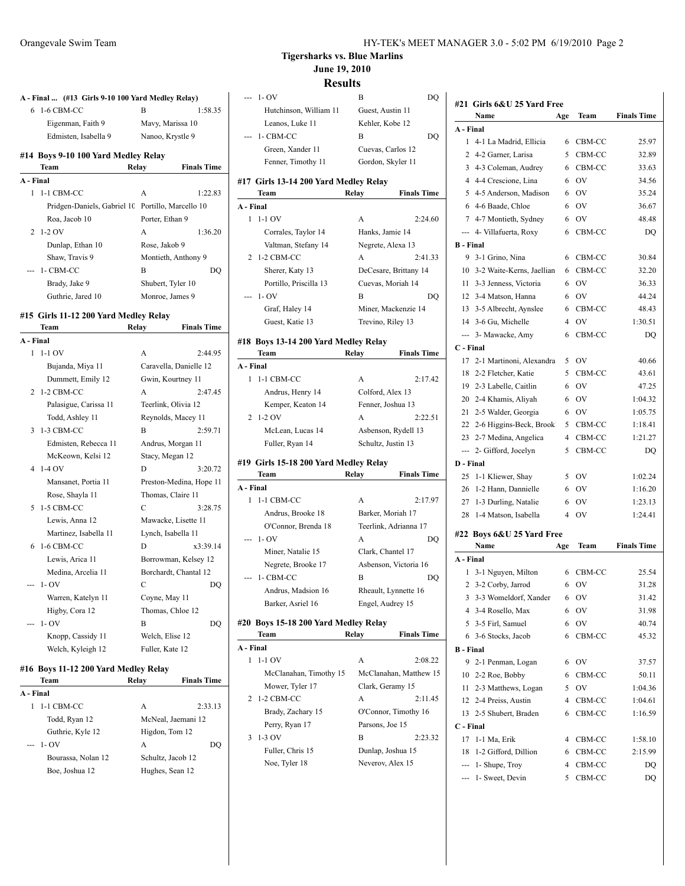## Tigersharks vs. Blue Marlins

### June 19, 2010

### Results

**A - Final ... (#13 Girls 9-10 100 Yard Medley Relay)**

| | Team | Relay | Finals Time |
|---|---|---|---|
| 6 | 1-6 CBM-CC | B | 1:58.35 |
| | Eigenman, Faith 9 | Mavy, Marissa 10 | |
| | Edmisten, Isabella 9 | Nanoo, Krystle 9 | |

### #14 Boys 9-10 100 Yard Medley Relay

| | Team | Relay | Finals Time |
|---|---|---|---|
| **A - Final** | | | |
| 1 | 1-1 CBM-CC | A | 1:22.83 |
| | Pridgen-Daniels, Gabriel 10 | Portillo, Marcello 10 | |
| | Roa, Jacob 10 | Porter, Ethan 9 | |
| 2 | 1-2 OV | A | 1:36.20 |
| | Dunlap, Ethan 10 | Rose, Jakob 9 | |
| | Shaw, Travis 9 | Montieth, Anthony 9 | |
| --- | 1- CBM-CC | B | DQ |
| | Brady, Jake 9 | Shubert, Tyler 10 | |
| | Guthrie, Jared 10 | Monroe, James 9 | |

### #15 Girls 11-12 200 Yard Medley Relay

| | Team | Relay | Finals Time |
|---|---|---|---|
| **A - Final** | | | |
| 1 | 1-1 OV | A | 2:44.95 |
| | Bujanda, Miya 11 | Caravella, Danielle 12 | |
| | Dummett, Emily 12 | Gwin, Kourtney 11 | |
| 2 | 1-2 CBM-CC | A | 2:47.45 |
| | Palasigue, Carissa 11 | Teerlink, Olivia 12 | |
| | Todd, Ashley 11 | Reynolds, Macey 11 | |
| 3 | 1-3 CBM-CC | B | 2:59.71 |
| | Edmisten, Rebecca 11 | Andrus, Morgan 11 | |
| | McKeown, Kelsi 12 | Stacy, Megan 12 | |
| 4 | 1-4 OV | D | 3:20.72 |
| | Mansanet, Portia 11 | Preston-Medina, Hope 11 | |
| | Rose, Shayla 11 | Thomas, Claire 11 | |
| 5 | 1-5 CBM-CC | C | 3:28.75 |
| | Lewis, Anna 12 | Mawacke, Lisette 11 | |
| | Martinez, Isabella 11 | Lynch, Isabella 11 | |
| 6 | 1-6 CBM-CC | D | x3:39.14 |
| | Lewis, Arica 11 | Borrowman, Kelsey 12 | |
| | Medina, Arcelia 11 | Borchardt, Chantal 12 | |
| --- | 1- OV | C | DQ |
| | Warren, Katelyn 11 | Coyne, May 11 | |
| | Higby, Cora 12 | Thomas, Chloe 12 | |
| --- | 1- OV | B | DQ |
| | Knopp, Cassidy 11 | Welch, Elise 12 | |
| | Welch, Kyleigh 12 | Fuller, Kate 12 | |

### #16 Boys 11-12 200 Yard Medley Relay

| | Team | Relay | Finals Time |
|---|---|---|---|
| **A - Final** | | | |
| 1 | 1-1 CBM-CC | A | 2:33.13 |
| | Todd, Ryan 12 | McNeal, Jaemani 12 | |
| | Guthrie, Kyle 12 | Higdon, Tom 12 | |
| --- | 1- OV | A | DQ |
| | Bourassa, Nolan 12 | Schultz, Jacob 12 | |
| | Boe, Joshua 12 | Hughes, Sean 12 | |
| --- | 1- OV | B | DQ |
| | Hutchinson, William 11 | Guest, Austin 11 | |
| | Leanos, Luke 11 | Kehler, Kobe 12 | |
| --- | 1- CBM-CC | B | DQ |
| | Green, Xander 11 | Cuevas, Carlos 12 | |
| | Fenner, Timothy 11 | Gordon, Skyler 11 | |

### #17 Girls 13-14 200 Yard Medley Relay

| | Team | Relay | Finals Time |
|---|---|---|---|
| **A - Final** | | | |
| 1 | 1-1 OV | A | 2:24.60 |
| | Corrales, Taylor 14 | Hanks, Jamie 14 | |
| | Valtman, Stefany 14 | Negrete, Alexa 13 | |
| 2 | 1-2 CBM-CC | A | 2:41.33 |
| | Sherer, Katy 13 | DeCesare, Brittany 14 | |
| | Portillo, Priscilla 13 | Cuevas, Moriah 14 | |
| --- | 1- OV | B | DQ |
| | Graf, Haley 14 | Miner, Mackenzie 14 | |
| | Guest, Katie 13 | Trevino, Riley 13 | |

### #18 Boys 13-14 200 Yard Medley Relay

| | Team | Relay | Finals Time |
|---|---|---|---|
| **A - Final** | | | |
| 1 | 1-1 CBM-CC | A | 2:17.42 |
| | Andrus, Henry 14 | Colford, Alex 13 | |
| | Kemper, Keaton 14 | Fenner, Joshua 13 | |
| 2 | 1-2 OV | A | 2:22.51 |
| | McLean, Lucas 14 | Asbenson, Rydell 13 | |
| | Fuller, Ryan 14 | Schultz, Justin 13 | |

### #19 Girls 15-18 200 Yard Medley Relay

| | Team | Relay | Finals Time |
|---|---|---|---|
| **A - Final** | | | |
| 1 | 1-1 CBM-CC | A | 2:17.97 |
| | Andrus, Brooke 18 | Barker, Moriah 17 | |
| | O'Connor, Brenda 18 | Teerlink, Adrianna 17 | |
| --- | 1- OV | A | DQ |
| | Miner, Natalie 15 | Clark, Chantel 17 | |
| | Negrete, Brooke 17 | Asbenson, Victoria 16 | |
| --- | 1- CBM-CC | B | DQ |
| | Andrus, Madsion 16 | Rheault, Lynnette 16 | |
| | Barker, Asriel 16 | Engel, Audrey 15 | |

### #20 Boys 15-18 200 Yard Medley Relay

| | Team | Relay | Finals Time |
|---|---|---|---|
| **A - Final** | | | |
| 1 | 1-1 OV | A | 2:08.22 |
| | McClanahan, Timothy 15 | McClanahan, Matthew 15 | |
| | Mower, Tyler 17 | Clark, Geramy 15 | |
| 2 | 1-2 CBM-CC | A | 2:11.45 |
| | Brady, Zachary 15 | O'Connor, Timothy 16 | |
| | Perry, Ryan 17 | Parsons, Joe 15 | |
| 3 | 1-3 OV | B | 2:23.32 |
| | Fuller, Chris 15 | Dunlap, Joshua 15 | |
| | Noe, Tyler 18 | Neverov, Alex 15 | |

### #21 Girls 6&U 25 Yard Free

| | Name | Age | Team | Finals Time |
|---|---|---|---|---|
| **A - Final** | | | | |
| 1 | 4-1 La Madrid, Ellicia | 6 | CBM-CC | 25.97 |
| 2 | 4-2 Garner, Larisa | 5 | CBM-CC | 32.89 |
| 3 | 4-3 Coleman, Audrey | 6 | CBM-CC | 33.63 |
| 4 | 4-4 Crescione, Lina | 6 | OV | 34.56 |
| 5 | 4-5 Anderson, Madison | 6 | OV | 35.24 |
| 6 | 4-6 Baade, Chloe | 6 | OV | 36.67 |
| 7 | 4-7 Montieth, Sydney | 6 | OV | 48.48 |
| --- | 4- Villafuerta, Roxy | 6 | CBM-CC | DQ |
| **B - Final** | | | | |
| 9 | 3-1 Grino, Nina | 6 | CBM-CC | 30.84 |
| 10 | 3-2 Waite-Kerns, Jaellian | 6 | CBM-CC | 32.20 |
| 11 | 3-3 Jenness, Victoria | 6 | OV | 36.33 |
| 12 | 3-4 Matson, Hanna | 6 | OV | 44.24 |
| 13 | 3-5 Albrecht, Aynslee | 6 | CBM-CC | 48.43 |
| 14 | 3-6 Gu, Michelle | 4 | OV | 1:30.51 |
| --- | 3- Mawacke, Amy | 6 | CBM-CC | DQ |
| **C - Final** | | | | |
| 17 | 2-1 Martinoni, Alexandra | 5 | OV | 40.66 |
| 18 | 2-2 Fletcher, Katie | 5 | CBM-CC | 43.61 |
| 19 | 2-3 Labelle, Caitlin | 6 | OV | 47.25 |
| 20 | 2-4 Khamis, Aliyah | 6 | OV | 1:04.32 |
| 21 | 2-5 Walder, Georgia | 6 | OV | 1:05.75 |
| 22 | 2-6 Higgins-Beck, Brook | 5 | CBM-CC | 1:18.41 |
| 23 | 2-7 Medina, Angelica | 4 | CBM-CC | 1:21.27 |
| --- | 2- Gifford, Jocelyn | 5 | CBM-CC | DQ |
| **D - Final** | | | | |
| 25 | 1-1 Kliewer, Shay | 5 | OV | 1:02.24 |
| 26 | 1-2 Hann, Dannielle | 6 | OV | 1:16.20 |
| 27 | 1-3 Durling, Natalie | 6 | OV | 1:23.13 |
| 28 | 1-4 Matson, Isabella | 4 | OV | 1:24.41 |

### #22 Boys 6&U 25 Yard Free

| | Name | Age | Team | Finals Time |
|---|---|---|---|---|
| **A - Final** | | | | |
| 1 | 3-1 Nguyen, Milton | 6 | CBM-CC | 25.54 |
| 2 | 3-2 Corby, Jarrod | 6 | OV | 31.28 |
| 3 | 3-3 Womeldorf, Xander | 6 | OV | 31.42 |
| 4 | 3-4 Rosello, Max | 6 | OV | 31.98 |
| 5 | 3-5 Firl, Samuel | 6 | OV | 40.74 |
| 6 | 3-6 Stocks, Jacob | 6 | CBM-CC | 45.32 |
| **B - Final** | | | | |
| 9 | 2-1 Penman, Logan | 6 | OV | 37.57 |
| 10 | 2-2 Roe, Bobby | 6 | CBM-CC | 50.11 |
| 11 | 2-3 Matthews, Logan | 5 | OV | 1:04.36 |
| 12 | 2-4 Preiss, Austin | 4 | CBM-CC | 1:04.61 |
| 13 | 2-5 Shubert, Braden | 6 | CBM-CC | 1:16.59 |
| **C - Final** | | | | |
| 17 | 1-1 Ma, Erik | 4 | CBM-CC | 1:58.10 |
| 18 | 1-2 Gifford, Dillion | 6 | CBM-CC | 2:15.99 |
| --- | 1- Shupe, Troy | 4 | CBM-CC | DQ |
| --- | 1- Sweet, Devin | 5 | CBM-CC | DQ |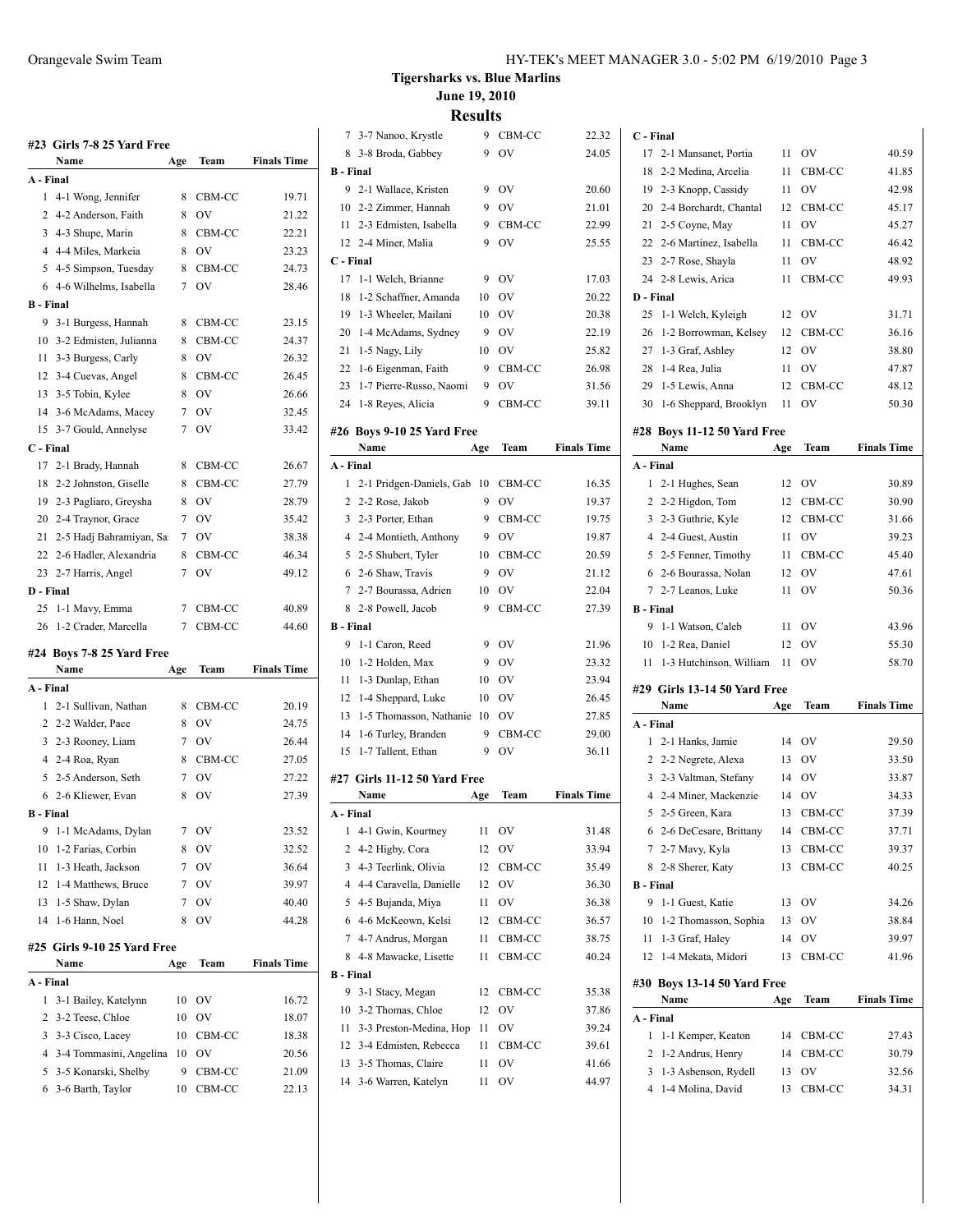**Tigersharks vs. Blue Marlins**

**June 19, 2010**

**Results**

#### #23 Girls 7-8 25 Yard Free

| | Name | Age | Team | Finals Time |
|---|---|---|---|---|
| **A - Final** | | | | |
| 1 | 4-1 Wong, Jennifer | 8 | CBM-CC | 19.71 |
| 2 | 4-2 Anderson, Faith | 8 | OV | 21.22 |
| 3 | 4-3 Shupe, Marin | 8 | CBM-CC | 22.21 |
| 4 | 4-4 Miles, Markeia | 8 | OV | 23.23 |
| 5 | 4-5 Simpson, Tuesday | 8 | CBM-CC | 24.73 |
| 6 | 4-6 Wilhelms, Isabella | 7 | OV | 28.46 |
| **B - Final** | | | | |
| 9 | 3-1 Burgess, Hannah | 8 | CBM-CC | 23.15 |
| 10 | 3-2 Edmisten, Julianna | 8 | CBM-CC | 24.37 |
| 11 | 3-3 Burgess, Carly | 8 | OV | 26.32 |
| 12 | 3-4 Cuevas, Angel | 8 | CBM-CC | 26.45 |
| 13 | 3-5 Tobin, Kylee | 8 | OV | 26.66 |
| 14 | 3-6 McAdams, Macey | 7 | OV | 32.45 |
| 15 | 3-7 Gould, Annelyse | 7 | OV | 33.42 |
| **C - Final** | | | | |
| 17 | 2-1 Brady, Hannah | 8 | CBM-CC | 26.67 |
| 18 | 2-2 Johnston, Giselle | 8 | CBM-CC | 27.79 |
| 19 | 2-3 Pagliaro, Greysha | 8 | OV | 28.79 |
| 20 | 2-4 Traynor, Grace | 7 | OV | 35.42 |
| 21 | 2-5 Hadj Bahramiyan, Sa | 7 | OV | 38.38 |
| 22 | 2-6 Hadler, Alexandria | 8 | CBM-CC | 46.34 |
| 23 | 2-7 Harris, Angel | 7 | OV | 49.12 |
| **D - Final** | | | | |
| 25 | 1-1 Mavy, Emma | 7 | CBM-CC | 40.89 |
| 26 | 1-2 Crader, Marcella | 7 | CBM-CC | 44.60 |

#### #24 Boys 7-8 25 Yard Free

| | Name | Age | Team | Finals Time |
|---|---|---|---|---|
| **A - Final** | | | | |
| 1 | 2-1 Sullivan, Nathan | 8 | CBM-CC | 20.19 |
| 2 | 2-2 Walder, Pace | 8 | OV | 24.75 |
| 3 | 2-3 Rooney, Liam | 7 | OV | 26.44 |
| 4 | 2-4 Roa, Ryan | 8 | CBM-CC | 27.05 |
| 5 | 2-5 Anderson, Seth | 7 | OV | 27.22 |
| 6 | 2-6 Kliewer, Evan | 8 | OV | 27.39 |
| **B - Final** | | | | |
| 9 | 1-1 McAdams, Dylan | 7 | OV | 23.52 |
| 10 | 1-2 Farias, Corbin | 8 | OV | 32.52 |
| 11 | 1-3 Heath, Jackson | 7 | OV | 36.64 |
| 12 | 1-4 Matthews, Bruce | 7 | OV | 39.97 |
| 13 | 1-5 Shaw, Dylan | 7 | OV | 40.40 |
| 14 | 1-6 Hann, Noel | 8 | OV | 44.28 |

#### #25 Girls 9-10 25 Yard Free

| | Name | Age | Team | Finals Time |
|---|---|---|---|---|
| **A - Final** | | | | |
| 1 | 3-1 Bailey, Katelynn | 10 | OV | 16.72 |
| 2 | 3-2 Teese, Chloe | 10 | OV | 18.07 |
| 3 | 3-3 Cisco, Lacey | 10 | CBM-CC | 18.38 |
| 4 | 3-4 Tommasini, Angelina | 10 | OV | 20.56 |
| 5 | 3-5 Konarski, Shelby | 9 | CBM-CC | 21.09 |
| 6 | 3-6 Barth, Taylor | 10 | CBM-CC | 22.13 |
| 7 | 3-7 Nanoo, Krystle | 9 | CBM-CC | 22.32 |
| 8 | 3-8 Broda, Gabbey | 9 | OV | 24.05 |
| **B - Final** | | | | |
| 9 | 2-1 Wallace, Kristen | 9 | OV | 20.60 |
| 10 | 2-2 Zimmer, Hannah | 9 | OV | 21.01 |
| 11 | 2-3 Edmisten, Isabella | 9 | CBM-CC | 22.99 |
| 12 | 2-4 Miner, Malia | 9 | OV | 25.55 |
| **C - Final** | | | | |
| 17 | 1-1 Welch, Brianne | 9 | OV | 17.03 |
| 18 | 1-2 Schaffner, Amanda | 10 | OV | 20.22 |
| 19 | 1-3 Wheeler, Mailani | 10 | OV | 20.38 |
| 20 | 1-4 McAdams, Sydney | 9 | OV | 22.19 |
| 21 | 1-5 Nagy, Lily | 10 | OV | 25.82 |
| 22 | 1-6 Eigenman, Faith | 9 | CBM-CC | 26.98 |
| 23 | 1-7 Pierre-Russo, Naomi | 9 | OV | 31.56 |
| 24 | 1-8 Reyes, Alicia | 9 | CBM-CC | 39.11 |

#### #26 Boys 9-10 25 Yard Free

| | Name | Age | Team | Finals Time |
|---|---|---|---|---|
| **A - Final** | | | | |
| 1 | 2-1 Pridgen-Daniels, Gab | 10 | CBM-CC | 16.35 |
| 2 | 2-2 Rose, Jakob | 9 | OV | 19.37 |
| 3 | 2-3 Porter, Ethan | 9 | CBM-CC | 19.75 |
| 4 | 2-4 Montieth, Anthony | 9 | OV | 19.87 |
| 5 | 2-5 Shubert, Tyler | 10 | CBM-CC | 20.59 |
| 6 | 2-6 Shaw, Travis | 9 | OV | 21.12 |
| 7 | 2-7 Bourassa, Adrien | 10 | OV | 22.04 |
| 8 | 2-8 Powell, Jacob | 9 | CBM-CC | 27.39 |
| **B - Final** | | | | |
| 9 | 1-1 Caron, Reed | 9 | OV | 21.96 |
| 10 | 1-2 Holden, Max | 9 | OV | 23.32 |
| 11 | 1-3 Dunlap, Ethan | 10 | OV | 23.94 |
| 12 | 1-4 Sheppard, Luke | 10 | OV | 26.45 |
| 13 | 1-5 Thomasson, Nathanie | 10 | OV | 27.85 |
| 14 | 1-6 Turley, Branden | 9 | CBM-CC | 29.00 |
| 15 | 1-7 Tallent, Ethan | 9 | OV | 36.11 |

#### #27 Girls 11-12 50 Yard Free

| | Name | Age | Team | Finals Time |
|---|---|---|---|---|
| **A - Final** | | | | |
| 1 | 4-1 Gwin, Kourtney | 11 | OV | 31.48 |
| 2 | 4-2 Higby, Cora | 12 | OV | 33.94 |
| 3 | 4-3 Teerlink, Olivia | 12 | CBM-CC | 35.49 |
| 4 | 4-4 Caravella, Danielle | 12 | OV | 36.30 |
| 5 | 4-5 Bujanda, Miya | 11 | OV | 36.38 |
| 6 | 4-6 McKeown, Kelsi | 12 | CBM-CC | 36.57 |
| 7 | 4-7 Andrus, Morgan | 11 | CBM-CC | 38.75 |
| 8 | 4-8 Mawacke, Lisette | 11 | CBM-CC | 40.24 |
| **B - Final** | | | | |
| 9 | 3-1 Stacy, Megan | 12 | CBM-CC | 35.38 |
| 10 | 3-2 Thomas, Chloe | 12 | OV | 37.86 |
| 11 | 3-3 Preston-Medina, Hop | 11 | OV | 39.24 |
| 12 | 3-4 Edmisten, Rebecca | 11 | CBM-CC | 39.61 |
| 13 | 3-5 Thomas, Claire | 11 | OV | 41.66 |
| 14 | 3-6 Warren, Katelyn | 11 | OV | 44.97 |
| **C - Final** | | | | |
| 17 | 2-1 Mansanet, Portia | 11 | OV | 40.59 |
| 18 | 2-2 Medina, Arcelia | 11 | CBM-CC | 41.85 |
| 19 | 2-3 Knopp, Cassidy | 11 | OV | 42.98 |
| 20 | 2-4 Borchardt, Chantal | 12 | CBM-CC | 45.17 |
| 21 | 2-5 Coyne, May | 11 | OV | 45.27 |
| 22 | 2-6 Martinez, Isabella | 11 | CBM-CC | 46.42 |
| 23 | 2-7 Rose, Shayla | 11 | OV | 48.92 |
| 24 | 2-8 Lewis, Arica | 11 | CBM-CC | 49.93 |
| **D - Final** | | | | |
| 25 | 1-1 Welch, Kyleigh | 12 | OV | 31.71 |
| 26 | 1-2 Borrowman, Kelsey | 12 | CBM-CC | 36.16 |
| 27 | 1-3 Graf, Ashley | 12 | OV | 38.80 |
| 28 | 1-4 Rea, Julia | 11 | OV | 47.87 |
| 29 | 1-5 Lewis, Anna | 12 | CBM-CC | 48.12 |
| 30 | 1-6 Sheppard, Brooklyn | 11 | OV | 50.30 |

#### #28 Boys 11-12 50 Yard Free

| | Name | Age | Team | Finals Time |
|---|---|---|---|---|
| **A - Final** | | | | |
| 1 | 2-1 Hughes, Sean | 12 | OV | 30.89 |
| 2 | 2-2 Higdon, Tom | 12 | CBM-CC | 30.90 |
| 3 | 2-3 Guthrie, Kyle | 12 | CBM-CC | 31.66 |
| 4 | 2-4 Guest, Austin | 11 | OV | 39.23 |
| 5 | 2-5 Fenner, Timothy | 11 | CBM-CC | 45.40 |
| 6 | 2-6 Bourassa, Nolan | 12 | OV | 47.61 |
| 7 | 2-7 Leanos, Luke | 11 | OV | 50.36 |
| **B - Final** | | | | |
| 9 | 1-1 Watson, Caleb | 11 | OV | 43.96 |
| 10 | 1-2 Rea, Daniel | 12 | OV | 55.30 |
| 11 | 1-3 Hutchinson, William | 11 | OV | 58.70 |

#### #29 Girls 13-14 50 Yard Free

| | Name | Age | Team | Finals Time |
|---|---|---|---|---|
| **A - Final** | | | | |
| 1 | 2-1 Hanks, Jamie | 14 | OV | 29.50 |
| 2 | 2-2 Negrete, Alexa | 13 | OV | 33.50 |
| 3 | 2-3 Valtman, Stefany | 14 | OV | 33.87 |
| 4 | 2-4 Miner, Mackenzie | 14 | OV | 34.33 |
| 5 | 2-5 Green, Kara | 13 | CBM-CC | 37.39 |
| 6 | 2-6 DeCesare, Brittany | 14 | CBM-CC | 37.71 |
| 7 | 2-7 Mavy, Kyla | 13 | CBM-CC | 39.37 |
| 8 | 2-8 Sherer, Katy | 13 | CBM-CC | 40.25 |
| **B - Final** | | | | |
| 9 | 1-1 Guest, Katie | 13 | OV | 34.26 |
| 10 | 1-2 Thomasson, Sophia | 13 | OV | 38.84 |
| 11 | 1-3 Graf, Haley | 14 | OV | 39.97 |
| 12 | 1-4 Mekata, Midori | 13 | CBM-CC | 41.96 |

#### #30 Boys 13-14 50 Yard Free

| | Name | Age | Team | Finals Time |
|---|---|---|---|---|
| **A - Final** | | | | |
| 1 | 1-1 Kemper, Keaton | 14 | CBM-CC | 27.43 |
| 2 | 1-2 Andrus, Henry | 14 | CBM-CC | 30.79 |
| 3 | 1-3 Asbenson, Rydell | 13 | OV | 32.56 |
| 4 | 1-4 Molina, David | 13 | CBM-CC | 34.31 |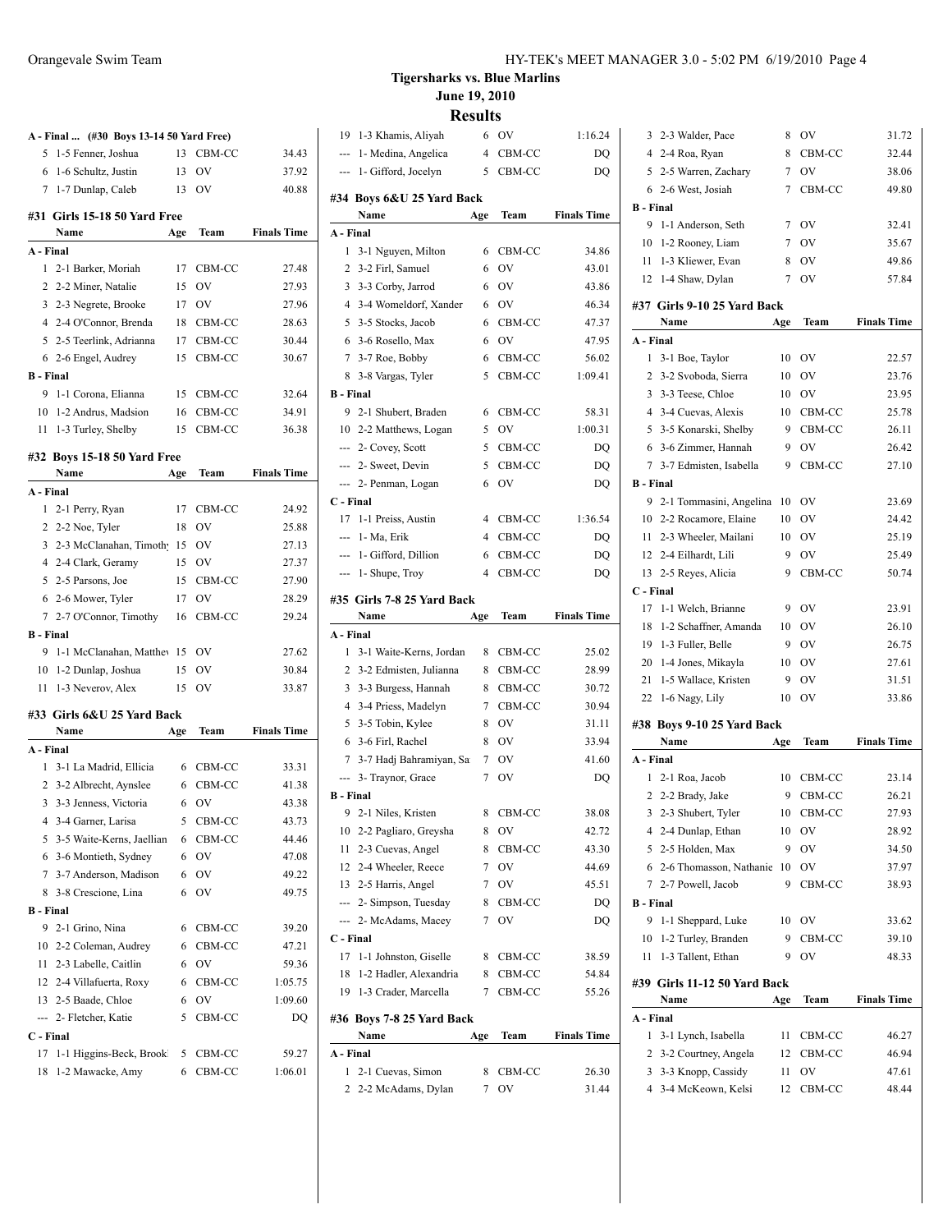## Tigersharks vs. Blue Marlins

June 19, 2010

### Results

**A - Final ... (#30 Boys 13-14 50 Yard Free)**

| | Name | Age | Team | Finals Time |
|---|---|---|---|---|
| 5 | 1-5 Fenner, Joshua | 13 | CBM-CC | 34.43 |
| 6 | 1-6 Schultz, Justin | 13 | OV | 37.92 |
| 7 | 1-7 Dunlap, Caleb | 13 | OV | 40.88 |

**#31 Girls 15-18 50 Yard Free**

| | Name | Age | Team | Finals Time |
|---|---|---|---|---|
| **A - Final** | | | | |
| 1 | 2-1 Barker, Moriah | 17 | CBM-CC | 27.48 |
| 2 | 2-2 Miner, Natalie | 15 | OV | 27.93 |
| 3 | 2-3 Negrete, Brooke | 17 | OV | 27.96 |
| 4 | 2-4 O'Connor, Brenda | 18 | CBM-CC | 28.63 |
| 5 | 2-5 Teerlink, Adrianna | 17 | CBM-CC | 30.44 |
| 6 | 2-6 Engel, Audrey | 15 | CBM-CC | 30.67 |
| **B - Final** | | | | |
| 9 | 1-1 Corona, Elianna | 15 | CBM-CC | 32.64 |
| 10 | 1-2 Andrus, Madsion | 16 | CBM-CC | 34.91 |
| 11 | 1-3 Turley, Shelby | 15 | CBM-CC | 36.38 |

**#32 Boys 15-18 50 Yard Free**

| | Name | Age | Team | Finals Time |
|---|---|---|---|---|
| **A - Final** | | | | |
| 1 | 2-1 Perry, Ryan | 17 | CBM-CC | 24.92 |
| 2 | 2-2 Noe, Tyler | 18 | OV | 25.88 |
| 3 | 2-3 McClanahan, Timothy | 15 | OV | 27.13 |
| 4 | 2-4 Clark, Geramy | 15 | OV | 27.37 |
| 5 | 2-5 Parsons, Joe | 15 | CBM-CC | 27.90 |
| 6 | 2-6 Mower, Tyler | 17 | OV | 28.29 |
| 7 | 2-7 O'Connor, Timothy | 16 | CBM-CC | 29.24 |
| **B - Final** | | | | |
| 9 | 1-1 McClanahan, Matthew | 15 | OV | 27.62 |
| 10 | 1-2 Dunlap, Joshua | 15 | OV | 30.84 |
| 11 | 1-3 Neverov, Alex | 15 | OV | 33.87 |

**#33 Girls 6&U 25 Yard Back**

| | Name | Age | Team | Finals Time |
|---|---|---|---|---|
| **A - Final** | | | | |
| 1 | 3-1 La Madrid, Ellicia | 6 | CBM-CC | 33.31 |
| 2 | 3-2 Albrecht, Aynslee | 6 | CBM-CC | 41.38 |
| 3 | 3-3 Jenness, Victoria | 6 | OV | 43.38 |
| 4 | 3-4 Garner, Larisa | 5 | CBM-CC | 43.73 |
| 5 | 3-5 Waite-Kerns, Jaellian | 6 | CBM-CC | 44.46 |
| 6 | 3-6 Montieth, Sydney | 6 | OV | 47.08 |
| 7 | 3-7 Anderson, Madison | 6 | OV | 49.22 |
| 8 | 3-8 Crescione, Lina | 6 | OV | 49.75 |
| **B - Final** | | | | |
| 9 | 2-1 Grino, Nina | 6 | CBM-CC | 39.20 |
| 10 | 2-2 Coleman, Audrey | 6 | CBM-CC | 47.21 |
| 11 | 2-3 Labelle, Caitlin | 6 | OV | 59.36 |
| 12 | 2-4 Villafuerta, Roxy | 6 | CBM-CC | 1:05.75 |
| 13 | 2-5 Baade, Chloe | 6 | OV | 1:09.60 |
| --- | 2- Fletcher, Katie | 5 | CBM-CC | DQ |
| **C - Final** | | | | |
| 17 | 1-1 Higgins-Beck, Brooke | 5 | CBM-CC | 59.27 |
| 18 | 1-2 Mawacke, Amy | 6 | CBM-CC | 1:06.01 |
| 19 | 1-3 Khamis, Aliyah | 6 | OV | 1:16.24 |
| --- | 1- Medina, Angelica | 4 | CBM-CC | DQ |
| --- | 1- Gifford, Jocelyn | 5 | CBM-CC | DQ |

**#34 Boys 6&U 25 Yard Back**

| | Name | Age | Team | Finals Time |
|---|---|---|---|---|
| **A - Final** | | | | |
| 1 | 3-1 Nguyen, Milton | 6 | CBM-CC | 34.86 |
| 2 | 3-2 Firl, Samuel | 6 | OV | 43.01 |
| 3 | 3-3 Corby, Jarrod | 6 | OV | 43.86 |
| 4 | 3-4 Womeldorf, Xander | 6 | OV | 46.34 |
| 5 | 3-5 Stocks, Jacob | 6 | CBM-CC | 47.37 |
| 6 | 3-6 Rosello, Max | 6 | OV | 47.95 |
| 7 | 3-7 Roe, Bobby | 6 | CBM-CC | 56.02 |
| 8 | 3-8 Vargas, Tyler | 5 | CBM-CC | 1:09.41 |
| **B - Final** | | | | |
| 9 | 2-1 Shubert, Braden | 6 | CBM-CC | 58.31 |
| 10 | 2-2 Matthews, Logan | 5 | OV | 1:00.31 |
| --- | 2- Covey, Scott | 5 | CBM-CC | DQ |
| --- | 2- Sweet, Devin | 5 | CBM-CC | DQ |
| --- | 2- Penman, Logan | 6 | OV | DQ |
| **C - Final** | | | | |
| 17 | 1-1 Preiss, Austin | 4 | CBM-CC | 1:36.54 |
| --- | 1- Ma, Erik | 4 | CBM-CC | DQ |
| --- | 1- Gifford, Dillion | 6 | CBM-CC | DQ |
| --- | 1- Shupe, Troy | 4 | CBM-CC | DQ |

**#35 Girls 7-8 25 Yard Back**

| | Name | Age | Team | Finals Time |
|---|---|---|---|---|
| **A - Final** | | | | |
| 1 | 3-1 Waite-Kerns, Jordan | 8 | CBM-CC | 25.02 |
| 2 | 3-2 Edmisten, Julianna | 8 | CBM-CC | 28.99 |
| 3 | 3-3 Burgess, Hannah | 8 | CBM-CC | 30.72 |
| 4 | 3-4 Priess, Madelyn | 7 | CBM-CC | 30.94 |
| 5 | 3-5 Tobin, Kylee | 8 | OV | 31.11 |
| 6 | 3-6 Firl, Rachel | 8 | OV | 33.94 |
| 7 | 3-7 Hadj Bahramiyan, Sa | 7 | OV | 41.60 |
| --- | 3- Traynor, Grace | 7 | OV | DQ |
| **B - Final** | | | | |
| 9 | 2-1 Niles, Kristen | 8 | CBM-CC | 38.08 |
| 10 | 2-2 Pagliaro, Greysha | 8 | OV | 42.72 |
| 11 | 2-3 Cuevas, Angel | 8 | CBM-CC | 43.30 |
| 12 | 2-4 Wheeler, Reece | 7 | OV | 44.69 |
| 13 | 2-5 Harris, Angel | 7 | OV | 45.51 |
| --- | 2- Simpson, Tuesday | 8 | CBM-CC | DQ |
| --- | 2- McAdams, Macey | 7 | OV | DQ |
| **C - Final** | | | | |
| 17 | 1-1 Johnston, Giselle | 8 | CBM-CC | 38.59 |
| 18 | 1-2 Hadler, Alexandria | 8 | CBM-CC | 54.84 |
| 19 | 1-3 Crader, Marcella | 7 | CBM-CC | 55.26 |

**#36 Boys 7-8 25 Yard Back**

| | Name | Age | Team | Finals Time |
|---|---|---|---|---|
| **A - Final** | | | | |
| 1 | 2-1 Cuevas, Simon | 8 | CBM-CC | 26.30 |
| 2 | 2-2 McAdams, Dylan | 7 | OV | 31.44 |
| 3 | 2-3 Walder, Pace | 8 | OV | 31.72 |
| 4 | 2-4 Roa, Ryan | 8 | CBM-CC | 32.44 |
| 5 | 2-5 Warren, Zachary | 7 | OV | 38.06 |
| 6 | 2-6 West, Josiah | 7 | CBM-CC | 49.80 |
| **B - Final** | | | | |
| 9 | 1-1 Anderson, Seth | 7 | OV | 32.41 |
| 10 | 1-2 Rooney, Liam | 7 | OV | 35.67 |
| 11 | 1-3 Kliewer, Evan | 8 | OV | 49.86 |
| 12 | 1-4 Shaw, Dylan | 7 | OV | 57.84 |

**#37 Girls 9-10 25 Yard Back**

| | Name | Age | Team | Finals Time |
|---|---|---|---|---|
| **A - Final** | | | | |
| 1 | 3-1 Boe, Taylor | 10 | OV | 22.57 |
| 2 | 3-2 Svoboda, Sierra | 10 | OV | 23.76 |
| 3 | 3-3 Teese, Chloe | 10 | OV | 23.95 |
| 4 | 3-4 Cuevas, Alexis | 10 | CBM-CC | 25.78 |
| 5 | 3-5 Konarski, Shelby | 9 | CBM-CC | 26.11 |
| 6 | 3-6 Zimmer, Hannah | 9 | OV | 26.42 |
| 7 | 3-7 Edmisten, Isabella | 9 | CBM-CC | 27.10 |
| **B - Final** | | | | |
| 9 | 2-1 Tommasini, Angelina | 10 | OV | 23.69 |
| 10 | 2-2 Rocamore, Elaine | 10 | OV | 24.42 |
| 11 | 2-3 Wheeler, Mailani | 10 | OV | 25.19 |
| 12 | 2-4 Eilhardt, Lili | 9 | OV | 25.49 |
| 13 | 2-5 Reyes, Alicia | 9 | CBM-CC | 50.74 |
| **C - Final** | | | | |
| 17 | 1-1 Welch, Brianne | 9 | OV | 23.91 |
| 18 | 1-2 Schaffner, Amanda | 10 | OV | 26.10 |
| 19 | 1-3 Fuller, Belle | 9 | OV | 26.75 |
| 20 | 1-4 Jones, Mikayla | 10 | OV | 27.61 |
| 21 | 1-5 Wallace, Kristen | 9 | OV | 31.51 |
| 22 | 1-6 Nagy, Lily | 10 | OV | 33.86 |

**#38 Boys 9-10 25 Yard Back**

| | Name | Age | Team | Finals Time |
|---|---|---|---|---|
| **A - Final** | | | | |
| 1 | 2-1 Roa, Jacob | 10 | CBM-CC | 23.14 |
| 2 | 2-2 Brady, Jake | 9 | CBM-CC | 26.21 |
| 3 | 2-3 Shubert, Tyler | 10 | CBM-CC | 27.93 |
| 4 | 2-4 Dunlap, Ethan | 10 | OV | 28.92 |
| 5 | 2-5 Holden, Max | 9 | OV | 34.50 |
| 6 | 2-6 Thomasson, Nathanie | 10 | OV | 37.97 |
| 7 | 2-7 Powell, Jacob | 9 | CBM-CC | 38.93 |
| **B - Final** | | | | |
| 9 | 1-1 Sheppard, Luke | 10 | OV | 33.62 |
| 10 | 1-2 Turley, Branden | 9 | CBM-CC | 39.10 |
| 11 | 1-3 Tallent, Ethan | 9 | OV | 48.33 |

**#39 Girls 11-12 50 Yard Back**

| | Name | Age | Team | Finals Time |
|---|---|---|---|---|
| **A - Final** | | | | |
| 1 | 3-1 Lynch, Isabella | 11 | CBM-CC | 46.27 |
| 2 | 3-2 Courtney, Angela | 12 | CBM-CC | 46.94 |
| 3 | 3-3 Knopp, Cassidy | 11 | OV | 47.61 |
| 4 | 3-4 McKeown, Kelsi | 12 | CBM-CC | 48.44 |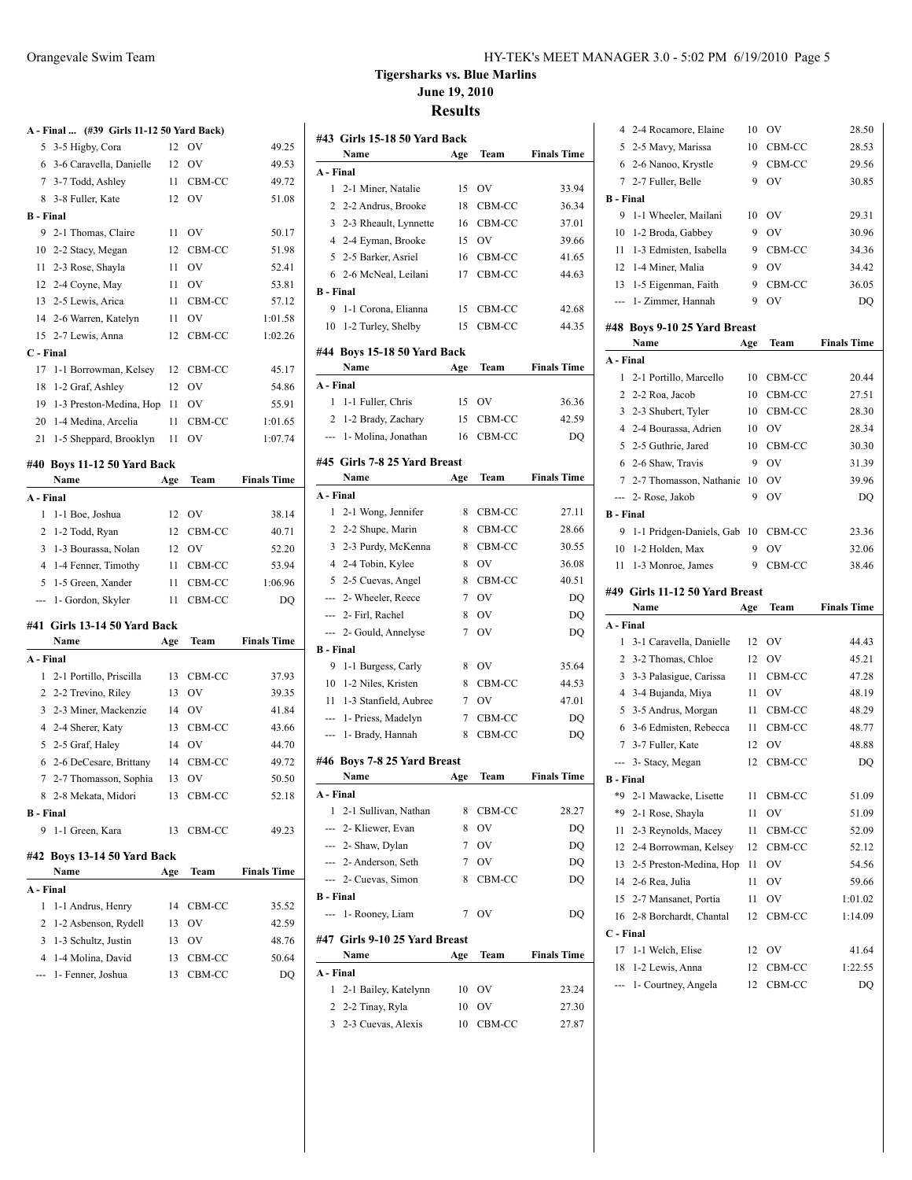# Tigersharks vs. Blue Marlins

**June 19, 2010**

## Results

### A - Final ... (#39 Girls 11-12 50 Yard Back)

| | Name | Age | Team | Finals Time |
|---|---|---|---|---|
| 5 | 3-5 Higby, Cora | 12 | OV | 49.25 |
| 6 | 3-6 Caravella, Danielle | 12 | OV | 49.53 |
| 7 | 3-7 Todd, Ashley | 11 | CBM-CC | 49.72 |
| 8 | 3-8 Fuller, Kate | 12 | OV | 51.08 |
| **B - Final** | | | | |
| 9 | 2-1 Thomas, Claire | 11 | OV | 50.17 |
| 10 | 2-2 Stacy, Megan | 12 | CBM-CC | 51.98 |
| 11 | 2-3 Rose, Shayla | 11 | OV | 52.41 |
| 12 | 2-4 Coyne, May | 11 | OV | 53.81 |
| 13 | 2-5 Lewis, Arica | 11 | CBM-CC | 57.12 |
| 14 | 2-6 Warren, Katelyn | 11 | OV | 1:01.58 |
| 15 | 2-7 Lewis, Anna | 12 | CBM-CC | 1:02.26 |
| **C - Final** | | | | |
| 17 | 1-1 Borrowman, Kelsey | 12 | CBM-CC | 45.17 |
| 18 | 1-2 Graf, Ashley | 12 | OV | 54.86 |
| 19 | 1-3 Preston-Medina, Hop | 11 | OV | 55.91 |
| 20 | 1-4 Medina, Arcelia | 11 | CBM-CC | 1:01.65 |
| 21 | 1-5 Sheppard, Brooklyn | 11 | OV | 1:07.74 |

### #40 Boys 11-12 50 Yard Back

| | Name | Age | Team | Finals Time |
|---|---|---|---|---|
| **A - Final** | | | | |
| 1 | 1-1 Boe, Joshua | 12 | OV | 38.14 |
| 2 | 1-2 Todd, Ryan | 12 | CBM-CC | 40.71 |
| 3 | 1-3 Bourassa, Nolan | 12 | OV | 52.20 |
| 4 | 1-4 Fenner, Timothy | 11 | CBM-CC | 53.94 |
| 5 | 1-5 Green, Xander | 11 | CBM-CC | 1:06.96 |
| --- | 1- Gordon, Skyler | 11 | CBM-CC | DQ |

### #41 Girls 13-14 50 Yard Back

| | Name | Age | Team | Finals Time |
|---|---|---|---|---|
| **A - Final** | | | | |
| 1 | 2-1 Portillo, Priscilla | 13 | CBM-CC | 37.93 |
| 2 | 2-2 Trevino, Riley | 13 | OV | 39.35 |
| 3 | 2-3 Miner, Mackenzie | 14 | OV | 41.84 |
| 4 | 2-4 Sherer, Katy | 13 | CBM-CC | 43.66 |
| 5 | 2-5 Graf, Haley | 14 | OV | 44.70 |
| 6 | 2-6 DeCesare, Brittany | 14 | CBM-CC | 49.72 |
| 7 | 2-7 Thomasson, Sophia | 13 | OV | 50.50 |
| 8 | 2-8 Mekata, Midori | 13 | CBM-CC | 52.18 |
| **B - Final** | | | | |
| 9 | 1-1 Green, Kara | 13 | CBM-CC | 49.23 |

### #42 Boys 13-14 50 Yard Back

| | Name | Age | Team | Finals Time |
|---|---|---|---|---|
| **A - Final** | | | | |
| 1 | 1-1 Andrus, Henry | 14 | CBM-CC | 35.52 |
| 2 | 1-2 Asbenson, Rydell | 13 | OV | 42.59 |
| 3 | 1-3 Schultz, Justin | 13 | OV | 48.76 |
| 4 | 1-4 Molina, David | 13 | CBM-CC | 50.64 |
| --- | 1- Fenner, Joshua | 13 | CBM-CC | DQ |

### #43 Girls 15-18 50 Yard Back

| | Name | Age | Team | Finals Time |
|---|---|---|---|---|
| **A - Final** | | | | |
| 1 | 2-1 Miner, Natalie | 15 | OV | 33.94 |
| 2 | 2-2 Andrus, Brooke | 18 | CBM-CC | 36.34 |
| 3 | 2-3 Rheault, Lynnette | 16 | CBM-CC | 37.01 |
| 4 | 2-4 Eyman, Brooke | 15 | OV | 39.66 |
| 5 | 2-5 Barker, Asriel | 16 | CBM-CC | 41.65 |
| 6 | 2-6 McNeal, Leilani | 17 | CBM-CC | 44.63 |
| **B - Final** | | | | |
| 9 | 1-1 Corona, Elianna | 15 | CBM-CC | 42.68 |
| 10 | 1-2 Turley, Shelby | 15 | CBM-CC | 44.35 |

### #44 Boys 15-18 50 Yard Back

| | Name | Age | Team | Finals Time |
|---|---|---|---|---|
| **A - Final** | | | | |
| 1 | 1-1 Fuller, Chris | 15 | OV | 36.36 |
| 2 | 1-2 Brady, Zachary | 15 | CBM-CC | 42.59 |
| --- | 1- Molina, Jonathan | 16 | CBM-CC | DQ |

### #45 Girls 7-8 25 Yard Breast

| | Name | Age | Team | Finals Time |
|---|---|---|---|---|
| **A - Final** | | | | |
| 1 | 2-1 Wong, Jennifer | 8 | CBM-CC | 27.11 |
| 2 | 2-2 Shupe, Marin | 8 | CBM-CC | 28.66 |
| 3 | 2-3 Purdy, McKenna | 8 | CBM-CC | 30.55 |
| 4 | 2-4 Tobin, Kylee | 8 | OV | 36.08 |
| 5 | 2-5 Cuevas, Angel | 8 | CBM-CC | 40.51 |
| --- | 2- Wheeler, Reece | 7 | OV | DQ |
| --- | 2- Firl, Rachel | 8 | OV | DQ |
| --- | 2- Gould, Annelyse | 7 | OV | DQ |
| **B - Final** | | | | |
| 9 | 1-1 Burgess, Carly | 8 | OV | 35.64 |
| 10 | 1-2 Niles, Kristen | 8 | CBM-CC | 44.53 |
| 11 | 1-3 Stanfield, Aubree | 7 | OV | 47.01 |
| --- | 1- Priess, Madelyn | 7 | CBM-CC | DQ |
| --- | 1- Brady, Hannah | 8 | CBM-CC | DQ |

### #46 Boys 7-8 25 Yard Breast

| | Name | Age | Team | Finals Time |
|---|---|---|---|---|
| **A - Final** | | | | |
| 1 | 2-1 Sullivan, Nathan | 8 | CBM-CC | 28.27 |
| --- | 2- Kliewer, Evan | 8 | OV | DQ |
| --- | 2- Shaw, Dylan | 7 | OV | DQ |
| --- | 2- Anderson, Seth | 7 | OV | DQ |
| --- | 2- Cuevas, Simon | 8 | CBM-CC | DQ |
| **B - Final** | | | | |
| --- | 1- Rooney, Liam | 7 | OV | DQ |

### #47 Girls 9-10 25 Yard Breast

| | Name | Age | Team | Finals Time |
|---|---|---|---|---|
| **A - Final** | | | | |
| 1 | 2-1 Bailey, Katelynn | 10 | OV | 23.24 |
| 2 | 2-2 Tinay, Ryla | 10 | OV | 27.30 |
| 3 | 2-3 Cuevas, Alexis | 10 | CBM-CC | 27.87 |
| 4 | 2-4 Rocamore, Elaine | 10 | OV | 28.50 |
| 5 | 2-5 Mavy, Marissa | 10 | CBM-CC | 28.53 |
| 6 | 2-6 Nanoo, Krystle | 9 | CBM-CC | 29.56 |
| 7 | 2-7 Fuller, Belle | 9 | OV | 30.85 |
| **B - Final** | | | | |
| 9 | 1-1 Wheeler, Mailani | 10 | OV | 29.31 |
| 10 | 1-2 Broda, Gabbey | 9 | OV | 30.96 |
| 11 | 1-3 Edmisten, Isabella | 9 | CBM-CC | 34.36 |
| 12 | 1-4 Miner, Malia | 9 | OV | 34.42 |
| 13 | 1-5 Eigenman, Faith | 9 | CBM-CC | 36.05 |
| --- | 1- Zimmer, Hannah | 9 | OV | DQ |

### #48 Boys 9-10 25 Yard Breast

| | Name | Age | Team | Finals Time |
|---|---|---|---|---|
| **A - Final** | | | | |
| 1 | 2-1 Portillo, Marcello | 10 | CBM-CC | 20.44 |
| 2 | 2-2 Roa, Jacob | 10 | CBM-CC | 27.51 |
| 3 | 2-3 Shubert, Tyler | 10 | CBM-CC | 28.30 |
| 4 | 2-4 Bourassa, Adrien | 10 | OV | 28.34 |
| 5 | 2-5 Guthrie, Jared | 10 | CBM-CC | 30.30 |
| 6 | 2-6 Shaw, Travis | 9 | OV | 31.39 |
| 7 | 2-7 Thomasson, Nathanie | 10 | OV | 39.96 |
| --- | 2- Rose, Jakob | 9 | OV | DQ |
| **B - Final** | | | | |
| 9 | 1-1 Pridgen-Daniels, Gab | 10 | CBM-CC | 23.36 |
| 10 | 1-2 Holden, Max | 9 | OV | 32.06 |
| 11 | 1-3 Monroe, James | 9 | CBM-CC | 38.46 |

### #49 Girls 11-12 50 Yard Breast

| | Name | Age | Team | Finals Time |
|---|---|---|---|---|
| **A - Final** | | | | |
| 1 | 3-1 Caravella, Danielle | 12 | OV | 44.43 |
| 2 | 3-2 Thomas, Chloe | 12 | OV | 45.21 |
| 3 | 3-3 Palasigue, Carissa | 11 | CBM-CC | 47.28 |
| 4 | 3-4 Bujanda, Miya | 11 | OV | 48.19 |
| 5 | 3-5 Andrus, Morgan | 11 | CBM-CC | 48.29 |
| 6 | 3-6 Edmisten, Rebecca | 11 | CBM-CC | 48.77 |
| 7 | 3-7 Fuller, Kate | 12 | OV | 48.88 |
| --- | 3- Stacy, Megan | 12 | CBM-CC | DQ |
| **B - Final** | | | | |
| *9 | 2-1 Mawacke, Lisette | 11 | CBM-CC | 51.09 |
| *9 | 2-1 Rose, Shayla | 11 | OV | 51.09 |
| 11 | 2-3 Reynolds, Macey | 11 | CBM-CC | 52.09 |
| 12 | 2-4 Borrowman, Kelsey | 12 | CBM-CC | 52.12 |
| 13 | 2-5 Preston-Medina, Hop | 11 | OV | 54.56 |
| 14 | 2-6 Rea, Julia | 11 | OV | 59.66 |
| 15 | 2-7 Mansanet, Portia | 11 | OV | 1:01.02 |
| 16 | 2-8 Borchardt, Chantal | 12 | CBM-CC | 1:14.09 |
| **C - Final** | | | | |
| 17 | 1-1 Welch, Elise | 12 | OV | 41.64 |
| 18 | 1-2 Lewis, Anna | 12 | CBM-CC | 1:22.55 |
| --- | 1- Courtney, Angela | 12 | CBM-CC | DQ |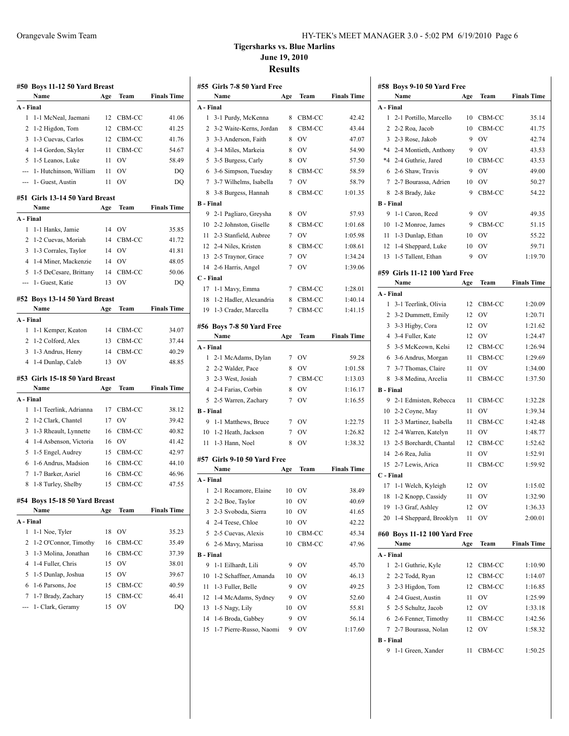**Tigersharks vs. Blue Marlins**

**June 19, 2010**

## Results

### #50 Boys 11-12 50 Yard Breast

| | Name | Age | Team | Finals Time |
|---|---|---|---|---|
| **A - Final** | | | | |
| 1 | 1-1 McNeal, Jaemani | 12 | CBM-CC | 41.06 |
| 2 | 1-2 Higdon, Tom | 12 | CBM-CC | 41.25 |
| 3 | 1-3 Cuevas, Carlos | 12 | CBM-CC | 41.76 |
| 4 | 1-4 Gordon, Skyler | 11 | CBM-CC | 54.67 |
| 5 | 1-5 Leanos, Luke | 11 | OV | 58.49 |
| --- | 1- Hutchinson, William | 11 | OV | DQ |
| --- | 1- Guest, Austin | 11 | OV | DQ |

### #51 Girls 13-14 50 Yard Breast

| | Name | Age | Team | Finals Time |
|---|---|---|---|---|
| **A - Final** | | | | |
| 1 | 1-1 Hanks, Jamie | 14 | OV | 35.85 |
| 2 | 1-2 Cuevas, Moriah | 14 | CBM-CC | 41.72 |
| 3 | 1-3 Corrales, Taylor | 14 | OV | 41.81 |
| 4 | 1-4 Miner, Mackenzie | 14 | OV | 48.05 |
| 5 | 1-5 DeCesare, Brittany | 14 | CBM-CC | 50.06 |
| --- | 1- Guest, Katie | 13 | OV | DQ |

### #52 Boys 13-14 50 Yard Breast

| | Name | Age | Team | Finals Time |
|---|---|---|---|---|
| **A - Final** | | | | |
| 1 | 1-1 Kemper, Keaton | 14 | CBM-CC | 34.07 |
| 2 | 1-2 Colford, Alex | 13 | CBM-CC | 37.44 |
| 3 | 1-3 Andrus, Henry | 14 | CBM-CC | 40.29 |
| 4 | 1-4 Dunlap, Caleb | 13 | OV | 48.85 |

### #53 Girls 15-18 50 Yard Breast

| | Name | Age | Team | Finals Time |
|---|---|---|---|---|
| **A - Final** | | | | |
| 1 | 1-1 Teerlink, Adrianna | 17 | CBM-CC | 38.12 |
| 2 | 1-2 Clark, Chantel | 17 | OV | 39.42 |
| 3 | 1-3 Rheault, Lynnette | 16 | CBM-CC | 40.82 |
| 4 | 1-4 Asbenson, Victoria | 16 | OV | 41.42 |
| 5 | 1-5 Engel, Audrey | 15 | CBM-CC | 42.97 |
| 6 | 1-6 Andrus, Madsion | 16 | CBM-CC | 44.10 |
| 7 | 1-7 Barker, Asriel | 16 | CBM-CC | 46.96 |
| 8 | 1-8 Turley, Shelby | 15 | CBM-CC | 47.55 |

### #54 Boys 15-18 50 Yard Breast

| | Name | Age | Team | Finals Time |
|---|---|---|---|---|
| **A - Final** | | | | |
| 1 | 1-1 Noe, Tyler | 18 | OV | 35.23 |
| 2 | 1-2 O'Connor, Timothy | 16 | CBM-CC | 35.49 |
| 3 | 1-3 Molina, Jonathan | 16 | CBM-CC | 37.39 |
| 4 | 1-4 Fuller, Chris | 15 | OV | 38.01 |
| 5 | 1-5 Dunlap, Joshua | 15 | OV | 39.67 |
| 6 | 1-6 Parsons, Joe | 15 | CBM-CC | 40.59 |
| 7 | 1-7 Brady, Zachary | 15 | CBM-CC | 46.41 |
| --- | 1- Clark, Geramy | 15 | OV | DQ |

### #55 Girls 7-8 50 Yard Free

| | Name | Age | Team | Finals Time |
|---|---|---|---|---|
| **A - Final** | | | | |
| 1 | 3-1 Purdy, McKenna | 8 | CBM-CC | 42.42 |
| 2 | 3-2 Waite-Kerns, Jordan | 8 | CBM-CC | 43.44 |
| 3 | 3-3 Anderson, Faith | 8 | OV | 47.07 |
| 4 | 3-4 Miles, Markeia | 8 | OV | 54.90 |
| 5 | 3-5 Burgess, Carly | 8 | OV | 57.50 |
| 6 | 3-6 Simpson, Tuesday | 8 | CBM-CC | 58.59 |
| 7 | 3-7 Wilhelms, Isabella | 7 | OV | 58.79 |
| 8 | 3-8 Burgess, Hannah | 8 | CBM-CC | 1:01.35 |
| **B - Final** | | | | |
| 9 | 2-1 Pagliaro, Greysha | 8 | OV | 57.93 |
| 10 | 2-2 Johnston, Giselle | 8 | CBM-CC | 1:01.68 |
| 11 | 2-3 Stanfield, Aubree | 7 | OV | 1:05.98 |
| 12 | 2-4 Niles, Kristen | 8 | CBM-CC | 1:08.61 |
| 13 | 2-5 Traynor, Grace | 7 | OV | 1:34.24 |
| 14 | 2-6 Harris, Angel | 7 | OV | 1:39.06 |
| **C - Final** | | | | |
| 17 | 1-1 Mavy, Emma | 7 | CBM-CC | 1:28.01 |
| 18 | 1-2 Hadler, Alexandria | 8 | CBM-CC | 1:40.14 |
| 19 | 1-3 Crader, Marcella | 7 | CBM-CC | 1:41.15 |

### #56 Boys 7-8 50 Yard Free

| | Name | Age | Team | Finals Time |
|---|---|---|---|---|
| **A - Final** | | | | |
| 1 | 2-1 McAdams, Dylan | 7 | OV | 59.28 |
| 2 | 2-2 Walder, Pace | 8 | OV | 1:01.58 |
| 3 | 2-3 West, Josiah | 7 | CBM-CC | 1:13.03 |
| 4 | 2-4 Farias, Corbin | 8 | OV | 1:16.17 |
| 5 | 2-5 Warren, Zachary | 7 | OV | 1:16.55 |
| **B - Final** | | | | |
| 9 | 1-1 Matthews, Bruce | 7 | OV | 1:22.75 |
| 10 | 1-2 Heath, Jackson | 7 | OV | 1:26.82 |
| 11 | 1-3 Hann, Noel | 8 | OV | 1:38.32 |

### #57 Girls 9-10 50 Yard Free

| | Name | Age | Team | Finals Time |
|---|---|---|---|---|
| **A - Final** | | | | |
| 1 | 2-1 Rocamore, Elaine | 10 | OV | 38.49 |
| 2 | 2-2 Boe, Taylor | 10 | OV | 40.69 |
| 3 | 2-3 Svoboda, Sierra | 10 | OV | 41.65 |
| 4 | 2-4 Teese, Chloe | 10 | OV | 42.22 |
| 5 | 2-5 Cuevas, Alexis | 10 | CBM-CC | 45.34 |
| 6 | 2-6 Mavy, Marissa | 10 | CBM-CC | 47.96 |
| **B - Final** | | | | |
| 9 | 1-1 Eilhardt, Lili | 9 | OV | 45.70 |
| 10 | 1-2 Schaffner, Amanda | 10 | OV | 46.13 |
| 11 | 1-3 Fuller, Belle | 9 | OV | 49.25 |
| 12 | 1-4 McAdams, Sydney | 9 | OV | 52.60 |
| 13 | 1-5 Nagy, Lily | 10 | OV | 55.81 |
| 14 | 1-6 Broda, Gabbey | 9 | OV | 56.14 |
| 15 | 1-7 Pierre-Russo, Naomi | 9 | OV | 1:17.60 |

### #58 Boys 9-10 50 Yard Free

| | Name | Age | Team | Finals Time |
|---|---|---|---|---|
| **A - Final** | | | | |
| 1 | 2-1 Portillo, Marcello | 10 | CBM-CC | 35.14 |
| 2 | 2-2 Roa, Jacob | 10 | CBM-CC | 41.75 |
| 3 | 2-3 Rose, Jakob | 9 | OV | 42.74 |
| *4 | 2-4 Montieth, Anthony | 9 | OV | 43.53 |
| *4 | 2-4 Guthrie, Jared | 10 | CBM-CC | 43.53 |
| 6 | 2-6 Shaw, Travis | 9 | OV | 49.00 |
| 7 | 2-7 Bourassa, Adrien | 10 | OV | 50.27 |
| 8 | 2-8 Brady, Jake | 9 | CBM-CC | 54.22 |
| **B - Final** | | | | |
| 9 | 1-1 Caron, Reed | 9 | OV | 49.35 |
| 10 | 1-2 Monroe, James | 9 | CBM-CC | 51.15 |
| 11 | 1-3 Dunlap, Ethan | 10 | OV | 55.22 |
| 12 | 1-4 Sheppard, Luke | 10 | OV | 59.71 |
| 13 | 1-5 Tallent, Ethan | 9 | OV | 1:19.70 |

### #59 Girls 11-12 100 Yard Free

| | Name | Age | Team | Finals Time |
|---|---|---|---|---|
| **A - Final** | | | | |
| 1 | 3-1 Teerlink, Olivia | 12 | CBM-CC | 1:20.09 |
| 2 | 3-2 Dummett, Emily | 12 | OV | 1:20.71 |
| 3 | 3-3 Higby, Cora | 12 | OV | 1:21.62 |
| 4 | 3-4 Fuller, Kate | 12 | OV | 1:24.47 |
| 5 | 3-5 McKeown, Kelsi | 12 | CBM-CC | 1:26.94 |
| 6 | 3-6 Andrus, Morgan | 11 | CBM-CC | 1:29.69 |
| 7 | 3-7 Thomas, Claire | 11 | OV | 1:34.00 |
| 8 | 3-8 Medina, Arcelia | 11 | CBM-CC | 1:37.50 |
| **B - Final** | | | | |
| 9 | 2-1 Edmisten, Rebecca | 11 | CBM-CC | 1:32.28 |
| 10 | 2-2 Coyne, May | 11 | OV | 1:39.34 |
| 11 | 2-3 Martinez, Isabella | 11 | CBM-CC | 1:42.48 |
| 12 | 2-4 Warren, Katelyn | 11 | OV | 1:48.77 |
| 13 | 2-5 Borchardt, Chantal | 12 | CBM-CC | 1:52.62 |
| 14 | 2-6 Rea, Julia | 11 | OV | 1:52.91 |
| 15 | 2-7 Lewis, Arica | 11 | CBM-CC | 1:59.92 |
| **C - Final** | | | | |
| 17 | 1-1 Welch, Kyleigh | 12 | OV | 1:15.02 |
| 18 | 1-2 Knopp, Cassidy | 11 | OV | 1:32.90 |
| 19 | 1-3 Graf, Ashley | 12 | OV | 1:36.33 |
| 20 | 1-4 Sheppard, Brooklyn | 11 | OV | 2:00.01 |

### #60 Boys 11-12 100 Yard Free

| | Name | Age | Team | Finals Time |
|---|---|---|---|---|
| **A - Final** | | | | |
| 1 | 2-1 Guthrie, Kyle | 12 | CBM-CC | 1:10.90 |
| 2 | 2-2 Todd, Ryan | 12 | CBM-CC | 1:14.07 |
| 3 | 2-3 Higdon, Tom | 12 | CBM-CC | 1:16.85 |
| 4 | 2-4 Guest, Austin | 11 | OV | 1:25.99 |
| 5 | 2-5 Schultz, Jacob | 12 | OV | 1:33.18 |
| 6 | 2-6 Fenner, Timothy | 11 | CBM-CC | 1:42.56 |
| 7 | 2-7 Bourassa, Nolan | 12 | OV | 1:58.32 |
| **B - Final** | | | | |
| 9 | 1-1 Green, Xander | 11 | CBM-CC | 1:50.25 |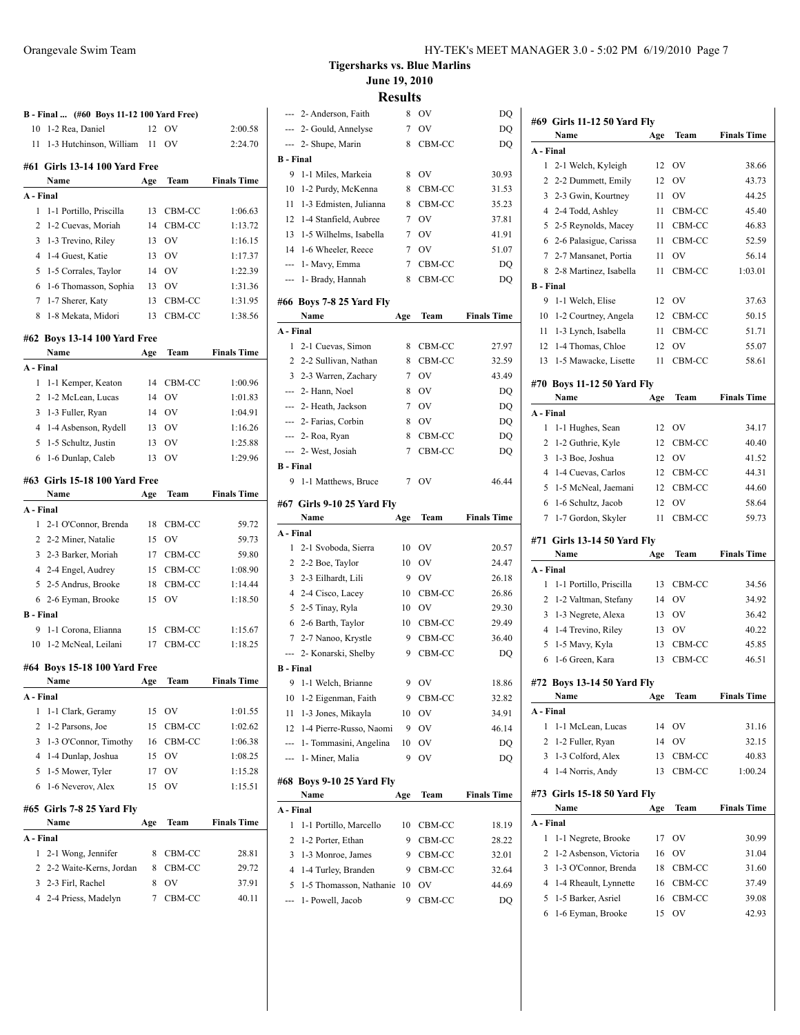## Tigersharks vs. Blue Marlins

### June 19, 2010

### Results

#### B - Final ... (#60 Boys 11-12 100 Yard Free)

| | Name | Age | Team | Finals Time |
|---|---|---|---|---|
| 10 | 1-2 Rea, Daniel | 12 | OV | 2:00.58 |
| 11 | 1-3 Hutchinson, William | 11 | OV | 2:24.70 |

#### #61 Girls 13-14 100 Yard Free

| | Name | Age | Team | Finals Time |
|---|---|---|---|---|
| **A - Final** | | | | |
| 1 | 1-1 Portillo, Priscilla | 13 | CBM-CC | 1:06.63 |
| 2 | 1-2 Cuevas, Moriah | 14 | CBM-CC | 1:13.72 |
| 3 | 1-3 Trevino, Riley | 13 | OV | 1:16.15 |
| 4 | 1-4 Guest, Katie | 13 | OV | 1:17.37 |
| 5 | 1-5 Corrales, Taylor | 14 | OV | 1:22.39 |
| 6 | 1-6 Thomasson, Sophia | 13 | OV | 1:31.36 |
| 7 | 1-7 Sherer, Katy | 13 | CBM-CC | 1:31.95 |
| 8 | 1-8 Mekata, Midori | 13 | CBM-CC | 1:38.56 |

#### #62 Boys 13-14 100 Yard Free

| | Name | Age | Team | Finals Time |
|---|---|---|---|---|
| **A - Final** | | | | |
| 1 | 1-1 Kemper, Keaton | 14 | CBM-CC | 1:00.96 |
| 2 | 1-2 McLean, Lucas | 14 | OV | 1:01.83 |
| 3 | 1-3 Fuller, Ryan | 14 | OV | 1:04.91 |
| 4 | 1-4 Asbenson, Rydell | 13 | OV | 1:16.26 |
| 5 | 1-5 Schultz, Justin | 13 | OV | 1:25.88 |
| 6 | 1-6 Dunlap, Caleb | 13 | OV | 1:29.96 |

#### #63 Girls 15-18 100 Yard Free

| | Name | Age | Team | Finals Time |
|---|---|---|---|---|
| **A - Final** | | | | |
| 1 | 2-1 O'Connor, Brenda | 18 | CBM-CC | 59.72 |
| 2 | 2-2 Miner, Natalie | 15 | OV | 59.73 |
| 3 | 2-3 Barker, Moriah | 17 | CBM-CC | 59.80 |
| 4 | 2-4 Engel, Audrey | 15 | CBM-CC | 1:08.90 |
| 5 | 2-5 Andrus, Brooke | 18 | CBM-CC | 1:14.44 |
| 6 | 2-6 Eyman, Brooke | 15 | OV | 1:18.50 |
| **B - Final** | | | | |
| 9 | 1-1 Corona, Elianna | 15 | CBM-CC | 1:15.67 |
| 10 | 1-2 McNeal, Leilani | 17 | CBM-CC | 1:18.25 |

#### #64 Boys 15-18 100 Yard Free

| | Name | Age | Team | Finals Time |
|---|---|---|---|---|
| **A - Final** | | | | |
| 1 | 1-1 Clark, Geramy | 15 | OV | 1:01.55 |
| 2 | 1-2 Parsons, Joe | 15 | CBM-CC | 1:02.62 |
| 3 | 1-3 O'Connor, Timothy | 16 | CBM-CC | 1:06.38 |
| 4 | 1-4 Dunlap, Joshua | 15 | OV | 1:08.25 |
| 5 | 1-5 Mower, Tyler | 17 | OV | 1:15.28 |
| 6 | 1-6 Neverov, Alex | 15 | OV | 1:15.51 |

#### #65 Girls 7-8 25 Yard Fly

| | Name | Age | Team | Finals Time |
|---|---|---|---|---|
| **A - Final** | | | | |
| 1 | 2-1 Wong, Jennifer | 8 | CBM-CC | 28.81 |
| 2 | 2-2 Waite-Kerns, Jordan | 8 | CBM-CC | 29.72 |
| 3 | 2-3 Firl, Rachel | 8 | OV | 37.91 |
| 4 | 2-4 Priess, Madelyn | 7 | CBM-CC | 40.11 |
| --- | 2- Anderson, Faith | 8 | OV | DQ |
| --- | 2- Gould, Annelyse | 7 | OV | DQ |
| --- | 2- Shupe, Marin | 8 | CBM-CC | DQ |
| **B - Final** | | | | |
| 9 | 1-1 Miles, Markeia | 8 | OV | 30.93 |
| 10 | 1-2 Purdy, McKenna | 8 | CBM-CC | 31.53 |
| 11 | 1-3 Edmisten, Julianna | 8 | CBM-CC | 35.23 |
| 12 | 1-4 Stanfield, Aubree | 7 | OV | 37.81 |
| 13 | 1-5 Wilhelms, Isabella | 7 | OV | 41.91 |
| 14 | 1-6 Wheeler, Reece | 7 | OV | 51.07 |
| --- | 1- Mavy, Emma | 7 | CBM-CC | DQ |
| --- | 1- Brady, Hannah | 8 | CBM-CC | DQ |

#### #66 Boys 7-8 25 Yard Fly

| | Name | Age | Team | Finals Time |
|---|---|---|---|---|
| **A - Final** | | | | |
| 1 | 2-1 Cuevas, Simon | 8 | CBM-CC | 27.97 |
| 2 | 2-2 Sullivan, Nathan | 8 | CBM-CC | 32.59 |
| 3 | 2-3 Warren, Zachary | 7 | OV | 43.49 |
| --- | 2- Hann, Noel | 8 | OV | DQ |
| --- | 2- Heath, Jackson | 7 | OV | DQ |
| --- | 2- Farias, Corbin | 8 | OV | DQ |
| --- | 2- Roa, Ryan | 8 | CBM-CC | DQ |
| --- | 2- West, Josiah | 7 | CBM-CC | DQ |
| **B - Final** | | | | |
| 9 | 1-1 Matthews, Bruce | 7 | OV | 46.44 |

#### #67 Girls 9-10 25 Yard Fly

| | Name | Age | Team | Finals Time |
|---|---|---|---|---|
| **A - Final** | | | | |
| 1 | 2-1 Svoboda, Sierra | 10 | OV | 20.57 |
| 2 | 2-2 Boe, Taylor | 10 | OV | 24.47 |
| 3 | 2-3 Eilhardt, Lili | 9 | OV | 26.18 |
| 4 | 2-4 Cisco, Lacey | 10 | CBM-CC | 26.86 |
| 5 | 2-5 Tinay, Ryla | 10 | OV | 29.30 |
| 6 | 2-6 Barth, Taylor | 10 | CBM-CC | 29.49 |
| 7 | 2-7 Nanoo, Krystle | 9 | CBM-CC | 36.40 |
| --- | 2- Konarski, Shelby | 9 | CBM-CC | DQ |
| **B - Final** | | | | |
| 9 | 1-1 Welch, Brianne | 9 | OV | 18.86 |
| 10 | 1-2 Eigenman, Faith | 9 | CBM-CC | 32.82 |
| 11 | 1-3 Jones, Mikayla | 10 | OV | 34.91 |
| 12 | 1-4 Pierre-Russo, Naomi | 9 | OV | 46.14 |
| --- | 1- Tommasini, Angelina | 10 | OV | DQ |
| --- | 1- Miner, Malia | 9 | OV | DQ |

#### #68 Boys 9-10 25 Yard Fly

| | Name | Age | Team | Finals Time |
|---|---|---|---|---|
| **A - Final** | | | | |
| 1 | 1-1 Portillo, Marcello | 10 | CBM-CC | 18.19 |
| 2 | 1-2 Porter, Ethan | 9 | CBM-CC | 28.22 |
| 3 | 1-3 Monroe, James | 9 | CBM-CC | 32.01 |
| 4 | 1-4 Turley, Branden | 9 | CBM-CC | 32.64 |
| 5 | 1-5 Thomasson, Nathanie | 10 | OV | 44.69 |
| --- | 1- Powell, Jacob | 9 | CBM-CC | DQ |

#### #69 Girls 11-12 50 Yard Fly

| | Name | Age | Team | Finals Time |
|---|---|---|---|---|
| **A - Final** | | | | |
| 1 | 2-1 Welch, Kyleigh | 12 | OV | 38.66 |
| 2 | 2-2 Dummett, Emily | 12 | OV | 43.73 |
| 3 | 2-3 Gwin, Kourtney | 11 | OV | 44.25 |
| 4 | 2-4 Todd, Ashley | 11 | CBM-CC | 45.40 |
| 5 | 2-5 Reynolds, Macey | 11 | CBM-CC | 46.83 |
| 6 | 2-6 Palasigue, Carissa | 11 | CBM-CC | 52.59 |
| 7 | 2-7 Mansanet, Portia | 11 | OV | 56.14 |
| 8 | 2-8 Martinez, Isabella | 11 | CBM-CC | 1:03.01 |
| **B - Final** | | | | |
| 9 | 1-1 Welch, Elise | 12 | OV | 37.63 |
| 10 | 1-2 Courtney, Angela | 12 | CBM-CC | 50.15 |
| 11 | 1-3 Lynch, Isabella | 11 | CBM-CC | 51.71 |
| 12 | 1-4 Thomas, Chloe | 12 | OV | 55.07 |
| 13 | 1-5 Mawacke, Lisette | 11 | CBM-CC | 58.61 |

#### #70 Boys 11-12 50 Yard Fly

| | Name | Age | Team | Finals Time |
|---|---|---|---|---|
| **A - Final** | | | | |
| 1 | 1-1 Hughes, Sean | 12 | OV | 34.17 |
| 2 | 1-2 Guthrie, Kyle | 12 | CBM-CC | 40.40 |
| 3 | 1-3 Boe, Joshua | 12 | OV | 41.52 |
| 4 | 1-4 Cuevas, Carlos | 12 | CBM-CC | 44.31 |
| 5 | 1-5 McNeal, Jaemani | 12 | CBM-CC | 44.60 |
| 6 | 1-6 Schultz, Jacob | 12 | OV | 58.64 |
| 7 | 1-7 Gordon, Skyler | 11 | CBM-CC | 59.73 |

#### #71 Girls 13-14 50 Yard Fly

| | Name | Age | Team | Finals Time |
|---|---|---|---|---|
| **A - Final** | | | | |
| 1 | 1-1 Portillo, Priscilla | 13 | CBM-CC | 34.56 |
| 2 | 1-2 Valtman, Stefany | 14 | OV | 34.92 |
| 3 | 1-3 Negrete, Alexa | 13 | OV | 36.42 |
| 4 | 1-4 Trevino, Riley | 13 | OV | 40.22 |
| 5 | 1-5 Mavy, Kyla | 13 | CBM-CC | 45.85 |
| 6 | 1-6 Green, Kara | 13 | CBM-CC | 46.51 |

#### #72 Boys 13-14 50 Yard Fly

| | Name | Age | Team | Finals Time |
|---|---|---|---|---|
| **A - Final** | | | | |
| 1 | 1-1 McLean, Lucas | 14 | OV | 31.16 |
| 2 | 1-2 Fuller, Ryan | 14 | OV | 32.15 |
| 3 | 1-3 Colford, Alex | 13 | CBM-CC | 40.83 |
| 4 | 1-4 Norris, Andy | 13 | CBM-CC | 1:00.24 |

#### #73 Girls 15-18 50 Yard Fly

| | Name | Age | Team | Finals Time |
|---|---|---|---|---|
| **A - Final** | | | | |
| 1 | 1-1 Negrete, Brooke | 17 | OV | 30.99 |
| 2 | 1-2 Asbenson, Victoria | 16 | OV | 31.04 |
| 3 | 1-3 O'Connor, Brenda | 18 | CBM-CC | 31.60 |
| 4 | 1-4 Rheault, Lynnette | 16 | CBM-CC | 37.49 |
| 5 | 1-5 Barker, Asriel | 16 | CBM-CC | 39.08 |
| 6 | 1-6 Eyman, Brooke | 15 | OV | 42.93 |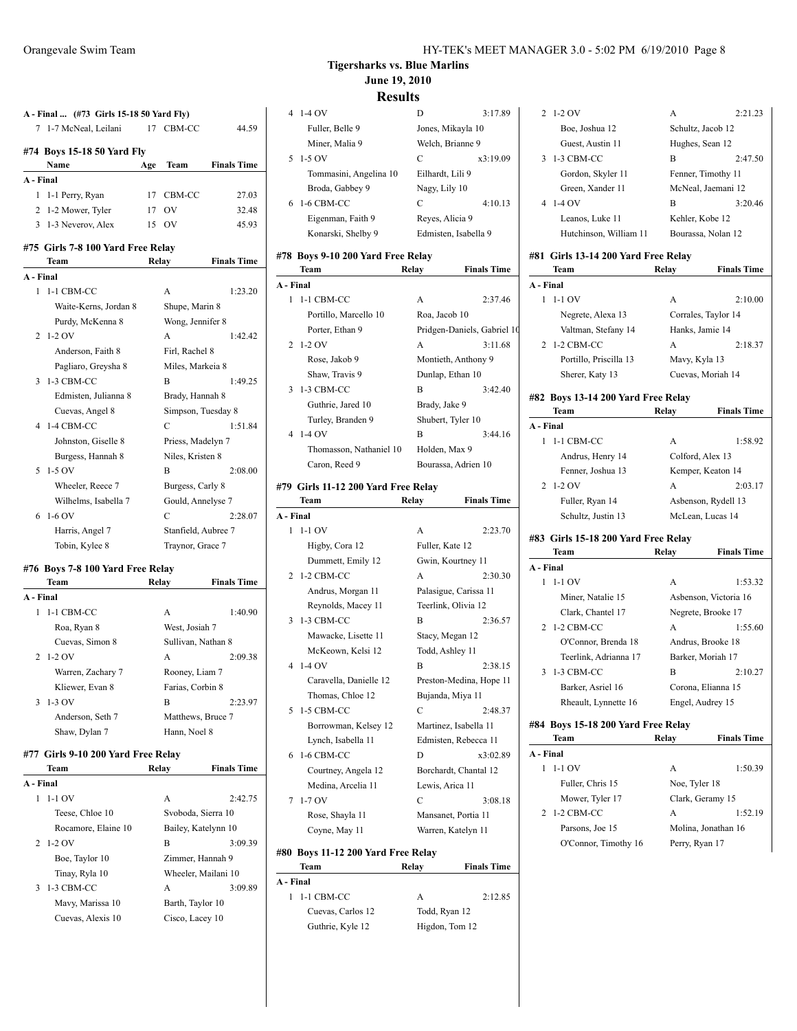## Tigersharks vs. Blue Marlins

**June 19, 2010**

### Results

**A - Final ... (#73 Girls 15-18 50 Yard Fly)**

| | Name | Age | Team | Finals Time |
|---|---|---|---|---|
| 7 | 1-7 McNeal, Leilani | 17 | CBM-CC | 44.59 |

#### #74 Boys 15-18 50 Yard Fly

| | Name | Age | Team | Finals Time |
|---|---|---|---|---|
| **A - Final** | | | | |
| 1 | 1-1 Perry, Ryan | 17 | CBM-CC | 27.03 |
| 2 | 1-2 Mower, Tyler | 17 | OV | 32.48 |
| 3 | 1-3 Neverov, Alex | 15 | OV | 45.93 |

#### #75 Girls 7-8 100 Yard Free Relay

| | Team | Relay | Finals Time |
|---|---|---|---|
| **A - Final** | | | |
| 1 | 1-1 CBM-CC | A | 1:23.20 |
| | Waite-Kerns, Jordan 8 | Shupe, Marin 8 | |
| | Purdy, McKenna 8 | Wong, Jennifer 8 | |
| 2 | 1-2 OV | A | 1:42.42 |
| | Anderson, Faith 8 | Firl, Rachel 8 | |
| | Pagliaro, Greysha 8 | Miles, Markeia 8 | |
| 3 | 1-3 CBM-CC | B | 1:49.25 |
| | Edmisten, Julianna 8 | Brady, Hannah 8 | |
| | Cuevas, Angel 8 | Simpson, Tuesday 8 | |
| 4 | 1-4 CBM-CC | C | 1:51.84 |
| | Johnston, Giselle 8 | Priess, Madelyn 7 | |
| | Burgess, Hannah 8 | Niles, Kristen 8 | |
| 5 | 1-5 OV | B | 2:08.00 |
| | Wheeler, Reece 7 | Burgess, Carly 8 | |
| | Wilhelms, Isabella 7 | Gould, Annelyse 7 | |
| 6 | 1-6 OV | C | 2:28.07 |
| | Harris, Angel 7 | Stanfield, Aubree 7 | |
| | Tobin, Kylee 8 | Traynor, Grace 7 | |

#### #76 Boys 7-8 100 Yard Free Relay

| | Team | Relay | Finals Time |
|---|---|---|---|
| **A - Final** | | | |
| 1 | 1-1 CBM-CC | A | 1:40.90 |
| | Roa, Ryan 8 | West, Josiah 7 | |
| | Cuevas, Simon 8 | Sullivan, Nathan 8 | |
| 2 | 1-2 OV | A | 2:09.38 |
| | Warren, Zachary 7 | Rooney, Liam 7 | |
| | Kliewer, Evan 8 | Farias, Corbin 8 | |
| 3 | 1-3 OV | B | 2:23.97 |
| | Anderson, Seth 7 | Matthews, Bruce 7 | |
| | Shaw, Dylan 7 | Hann, Noel 8 | |

#### #77 Girls 9-10 200 Yard Free Relay

| | Team | Relay | Finals Time |
|---|---|---|---|
| **A - Final** | | | |
| 1 | 1-1 OV | A | 2:42.75 |
| | Teese, Chloe 10 | Svoboda, Sierra 10 | |
| | Rocamore, Elaine 10 | Bailey, Katelynn 10 | |
| 2 | 1-2 OV | B | 3:09.39 |
| | Boe, Taylor 10 | Zimmer, Hannah 9 | |
| | Tinay, Ryla 10 | Wheeler, Mailani 10 | |
| 3 | 1-3 CBM-CC | A | 3:09.89 |
| | Mavy, Marissa 10 | Barth, Taylor 10 | |
| | Cuevas, Alexis 10 | Cisco, Lacey 10 | |
| 4 | 1-4 OV | D | 3:17.89 |
| | Fuller, Belle 9 | Jones, Mikayla 10 | |
| | Miner, Malia 9 | Welch, Brianne 9 | |
| 5 | 1-5 OV | C | x3:19.09 |
| | Tommasini, Angelina 10 | Eilhardt, Lili 9 | |
| | Broda, Gabbey 9 | Nagy, Lily 10 | |
| 6 | 1-6 CBM-CC | C | 4:10.13 |
| | Eigenman, Faith 9 | Reyes, Alicia 9 | |
| | Konarski, Shelby 9 | Edmisten, Isabella 9 | |

#### #78 Boys 9-10 200 Yard Free Relay

| | Team | Relay | Finals Time |
|---|---|---|---|
| **A - Final** | | | |
| 1 | 1-1 CBM-CC | A | 2:37.46 |
| | Portillo, Marcello 10 | Roa, Jacob 10 | |
| | Porter, Ethan 9 | Pridgen-Daniels, Gabriel 10 | |
| 2 | 1-2 OV | A | 3:11.68 |
| | Rose, Jakob 9 | Montieth, Anthony 9 | |
| | Shaw, Travis 9 | Dunlap, Ethan 10 | |
| 3 | 1-3 CBM-CC | B | 3:42.40 |
| | Guthrie, Jared 10 | Brady, Jake 9 | |
| | Turley, Branden 9 | Shubert, Tyler 10 | |
| 4 | 1-4 OV | B | 3:44.16 |
| | Thomasson, Nathaniel 10 | Holden, Max 9 | |
| | Caron, Reed 9 | Bourassa, Adrien 10 | |

#### #79 Girls 11-12 200 Yard Free Relay

| | Team | Relay | Finals Time |
|---|---|---|---|
| **A - Final** | | | |
| 1 | 1-1 OV | A | 2:23.70 |
| | Higby, Cora 12 | Fuller, Kate 12 | |
| | Dummett, Emily 12 | Gwin, Kourtney 11 | |
| 2 | 1-2 CBM-CC | A | 2:30.30 |
| | Andrus, Morgan 11 | Palasigue, Carissa 11 | |
| | Reynolds, Macey 11 | Teerlink, Olivia 12 | |
| 3 | 1-3 CBM-CC | B | 2:36.57 |
| | Mawacke, Lisette 11 | Stacy, Megan 12 | |
| | McKeown, Kelsi 12 | Todd, Ashley 11 | |
| 4 | 1-4 OV | B | 2:38.15 |
| | Caravella, Danielle 12 | Preston-Medina, Hope 11 | |
| | Thomas, Chloe 12 | Bujanda, Miya 11 | |
| 5 | 1-5 CBM-CC | C | 2:48.37 |
| | Borrowman, Kelsey 12 | Martinez, Isabella 11 | |
| | Lynch, Isabella 11 | Edmisten, Rebecca 11 | |
| 6 | 1-6 CBM-CC | D | x3:02.89 |
| | Courtney, Angela 12 | Borchardt, Chantal 12 | |
| | Medina, Arcelia 11 | Lewis, Arica 11 | |
| 7 | 1-7 OV | C | 3:08.18 |
| | Rose, Shayla 11 | Mansanet, Portia 11 | |
| | Coyne, May 11 | Warren, Katelyn 11 | |

#### #80 Boys 11-12 200 Yard Free Relay

| | Team | Relay | Finals Time |
|---|---|---|---|
| **A - Final** | | | |
| 1 | 1-1 CBM-CC | A | 2:12.85 |
| | Cuevas, Carlos 12 | Todd, Ryan 12 | |
| | Guthrie, Kyle 12 | Higdon, Tom 12 | |
| 2 | 1-2 OV | A | 2:21.23 |
| | Boe, Joshua 12 | Schultz, Jacob 12 | |
| | Guest, Austin 11 | Hughes, Sean 12 | |
| 3 | 1-3 CBM-CC | B | 2:47.50 |
| | Gordon, Skyler 11 | Fenner, Timothy 11 | |
| | Green, Xander 11 | McNeal, Jaemani 12 | |
| 4 | 1-4 OV | B | 3:20.46 |
| | Leanos, Luke 11 | Kehler, Kobe 12 | |
| | Hutchinson, William 11 | Bourassa, Nolan 12 | |

#### #81 Girls 13-14 200 Yard Free Relay

| | Team | Relay | Finals Time |
|---|---|---|---|
| **A - Final** | | | |
| 1 | 1-1 OV | A | 2:10.00 |
| | Negrete, Alexa 13 | Corrales, Taylor 14 | |
| | Valtman, Stefany 14 | Hanks, Jamie 14 | |
| 2 | 1-2 CBM-CC | A | 2:18.37 |
| | Portillo, Priscilla 13 | Mavy, Kyla 13 | |
| | Sherer, Katy 13 | Cuevas, Moriah 14 | |

#### #82 Boys 13-14 200 Yard Free Relay

| | Team | Relay | Finals Time |
|---|---|---|---|
| **A - Final** | | | |
| 1 | 1-1 CBM-CC | A | 1:58.92 |
| | Andrus, Henry 14 | Colford, Alex 13 | |
| | Fenner, Joshua 13 | Kemper, Keaton 14 | |
| 2 | 1-2 OV | A | 2:03.17 |
| | Fuller, Ryan 14 | Asbenson, Rydell 13 | |
| | Schultz, Justin 13 | McLean, Lucas 14 | |

#### #83 Girls 15-18 200 Yard Free Relay

| | Team | Relay | Finals Time |
|---|---|---|---|
| **A - Final** | | | |
| 1 | 1-1 OV | A | 1:53.32 |
| | Miner, Natalie 15 | Asbenson, Victoria 16 | |
| | Clark, Chantel 17 | Negrete, Brooke 17 | |
| 2 | 1-2 CBM-CC | A | 1:55.60 |
| | O'Connor, Brenda 18 | Andrus, Brooke 18 | |
| | Teerlink, Adrianna 17 | Barker, Moriah 17 | |
| 3 | 1-3 CBM-CC | B | 2:10.27 |
| | Barker, Asriel 16 | Corona, Elianna 15 | |
| | Rheault, Lynnette 16 | Engel, Audrey 15 | |

#### #84 Boys 15-18 200 Yard Free Relay

| | Team | Relay | Finals Time |
|---|---|---|---|
| **A - Final** | | | |
| 1 | 1-1 OV | A | 1:50.39 |
| | Fuller, Chris 15 | Noe, Tyler 18 | |
| | Mower, Tyler 17 | Clark, Geramy 15 | |
| 2 | 1-2 CBM-CC | A | 1:52.19 |
| | Parsons, Joe 15 | Molina, Jonathan 16 | |
| | O'Connor, Timothy 16 | Perry, Ryan 17 | |